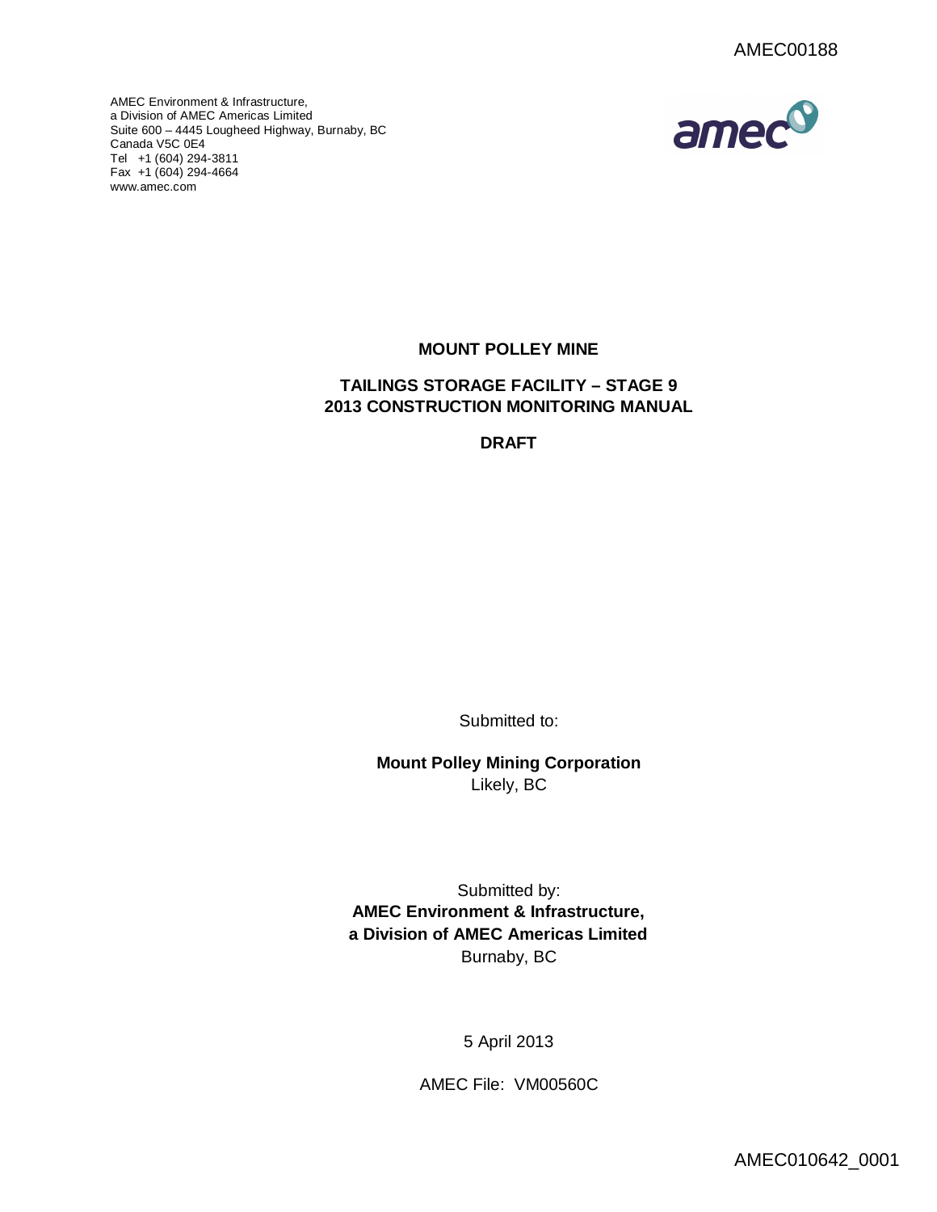AMEC00188

AMEC Environment & Infrastructure,
a Division of AMEC Americas Limited
Suite 600 – 4445 Lougheed Highway, Burnaby, BC
Canada V5C 0E4
Tel +1 (604) 294-3811
Fax +1 (604) 294-4664
www.amec.com

# MOUNT POLLEY MINE

## TAILINGS STORAGE FACILITY – STAGE 9
## 2013 CONSTRUCTION MONITORING MANUAL

**DRAFT**

Submitted to:

**Mount Polley Mining Corporation**
Likely, BC

Submitted by:
**AMEC Environment & Infrastructure,**
**a Division of AMEC Americas Limited**
Burnaby, BC

5 April 2013

AMEC File: VM00560C

AMEC010642_0001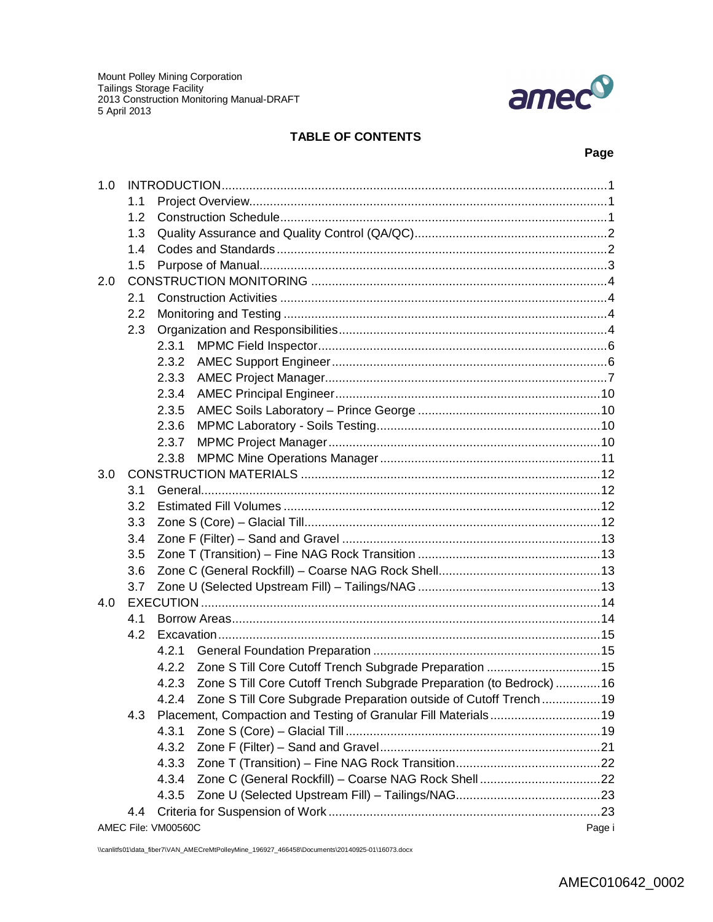## TABLE OF CONTENTS

**Page**

1.0 INTRODUCTION ..... 1
- 1.1 Project Overview ..... 1
- 1.2 Construction Schedule ..... 1
- 1.3 Quality Assurance and Quality Control (QA/QC) ..... 2
- 1.4 Codes and Standards ..... 2
- 1.5 Purpose of Manual ..... 3

2.0 CONSTRUCTION MONITORING ..... 4
- 2.1 Construction Activities ..... 4
- 2.2 Monitoring and Testing ..... 4
- 2.3 Organization and Responsibilities ..... 4
  - 2.3.1 MPMC Field Inspector ..... 6
  - 2.3.2 AMEC Support Engineer ..... 6
  - 2.3.3 AMEC Project Manager ..... 7
  - 2.3.4 AMEC Principal Engineer ..... 10
  - 2.3.5 AMEC Soils Laboratory – Prince George ..... 10
  - 2.3.6 MPMC Laboratory - Soils Testing ..... 10
  - 2.3.7 MPMC Project Manager ..... 10
  - 2.3.8 MPMC Mine Operations Manager ..... 11

3.0 CONSTRUCTION MATERIALS ..... 12
- 3.1 General ..... 12
- 3.2 Estimated Fill Volumes ..... 12
- 3.3 Zone S (Core) – Glacial Till ..... 12
- 3.4 Zone F (Filter) – Sand and Gravel ..... 13
- 3.5 Zone T (Transition) – Fine NAG Rock Transition ..... 13
- 3.6 Zone C (General Rockfill) – Coarse NAG Rock Shell ..... 13
- 3.7 Zone U (Selected Upstream Fill) – Tailings/NAG ..... 13

4.0 EXECUTION ..... 14
- 4.1 Borrow Areas ..... 14
- 4.2 Excavation ..... 15
  - 4.2.1 General Foundation Preparation ..... 15
  - 4.2.2 Zone S Till Core Cutoff Trench Subgrade Preparation ..... 15
  - 4.2.3 Zone S Till Core Cutoff Trench Subgrade Preparation (to Bedrock) ..... 16
  - 4.2.4 Zone S Till Core Subgrade Preparation outside of Cutoff Trench ..... 19
- 4.3 Placement, Compaction and Testing of Granular Fill Materials ..... 19
  - 4.3.1 Zone S (Core) – Glacial Till ..... 19
  - 4.3.2 Zone F (Filter) – Sand and Gravel ..... 21
  - 4.3.3 Zone T (Transition) – Fine NAG Rock Transition ..... 22
  - 4.3.4 Zone C (General Rockfill) – Coarse NAG Rock Shell ..... 22
  - 4.3.5 Zone U (Selected Upstream Fill) – Tailings/NAG ..... 23
- 4.4 Criteria for Suspension of Work ..... 23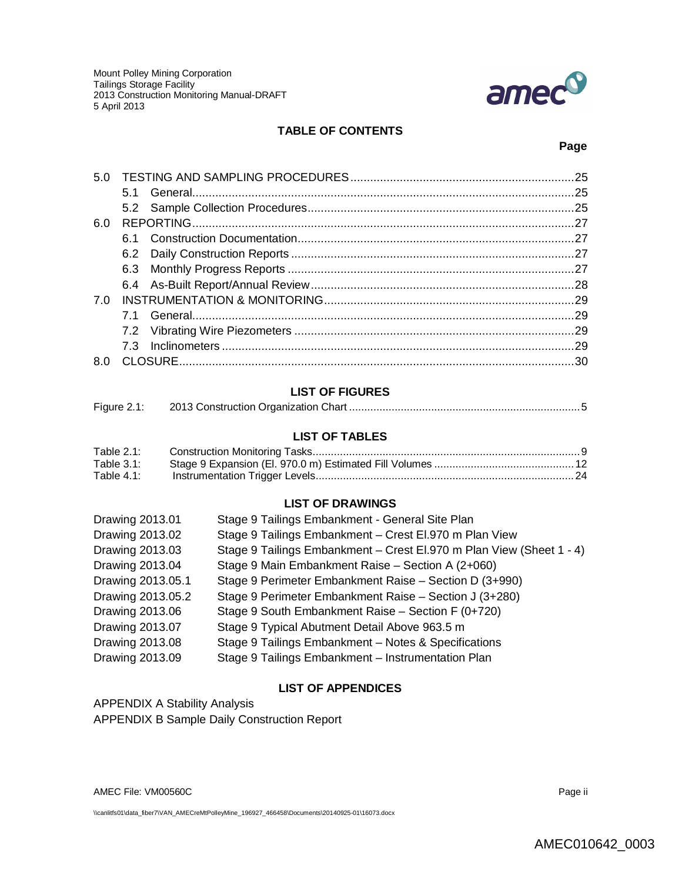## TABLE OF CONTENTS

| | Page |
|---|---|
| 5.0 TESTING AND SAMPLING PROCEDURES | 25 |
| 5.1 General | 25 |
| 5.2 Sample Collection Procedures | 25 |
| 6.0 REPORTING | 27 |
| 6.1 Construction Documentation | 27 |
| 6.2 Daily Construction Reports | 27 |
| 6.3 Monthly Progress Reports | 27 |
| 6.4 As-Built Report/Annual Review | 28 |
| 7.0 INSTRUMENTATION & MONITORING | 29 |
| 7.1 General | 29 |
| 7.2 Vibrating Wire Piezometers | 29 |
| 7.3 Inclinometers | 29 |
| 8.0 CLOSURE | 30 |

## LIST OF FIGURES

| | | |
|---|---|---|
| Figure 2.1: | 2013 Construction Organization Chart | 5 |

## LIST OF TABLES

| | | |
|---|---|---|
| Table 2.1: | Construction Monitoring Tasks | 9 |
| Table 3.1: | Stage 9 Expansion (El. 970.0 m) Estimated Fill Volumes | 12 |
| Table 4.1: | Instrumentation Trigger Levels | 24 |

## LIST OF DRAWINGS

| | |
|---|---|
| Drawing 2013.01 | Stage 9 Tailings Embankment - General Site Plan |
| Drawing 2013.02 | Stage 9 Tailings Embankment – Crest El.970 m Plan View |
| Drawing 2013.03 | Stage 9 Tailings Embankment – Crest El.970 m Plan View (Sheet 1 - 4) |
| Drawing 2013.04 | Stage 9 Main Embankment Raise – Section A (2+060) |
| Drawing 2013.05.1 | Stage 9 Perimeter Embankment Raise – Section D (3+990) |
| Drawing 2013.05.2 | Stage 9 Perimeter Embankment Raise – Section J (3+280) |
| Drawing 2013.06 | Stage 9 South Embankment Raise – Section F (0+720) |
| Drawing 2013.07 | Stage 9 Typical Abutment Detail Above 963.5 m |
| Drawing 2013.08 | Stage 9 Tailings Embankment – Notes & Specifications |
| Drawing 2013.09 | Stage 9 Tailings Embankment – Instrumentation Plan |

## LIST OF APPENDICES

APPENDIX A Stability Analysis

APPENDIX B Sample Daily Construction Report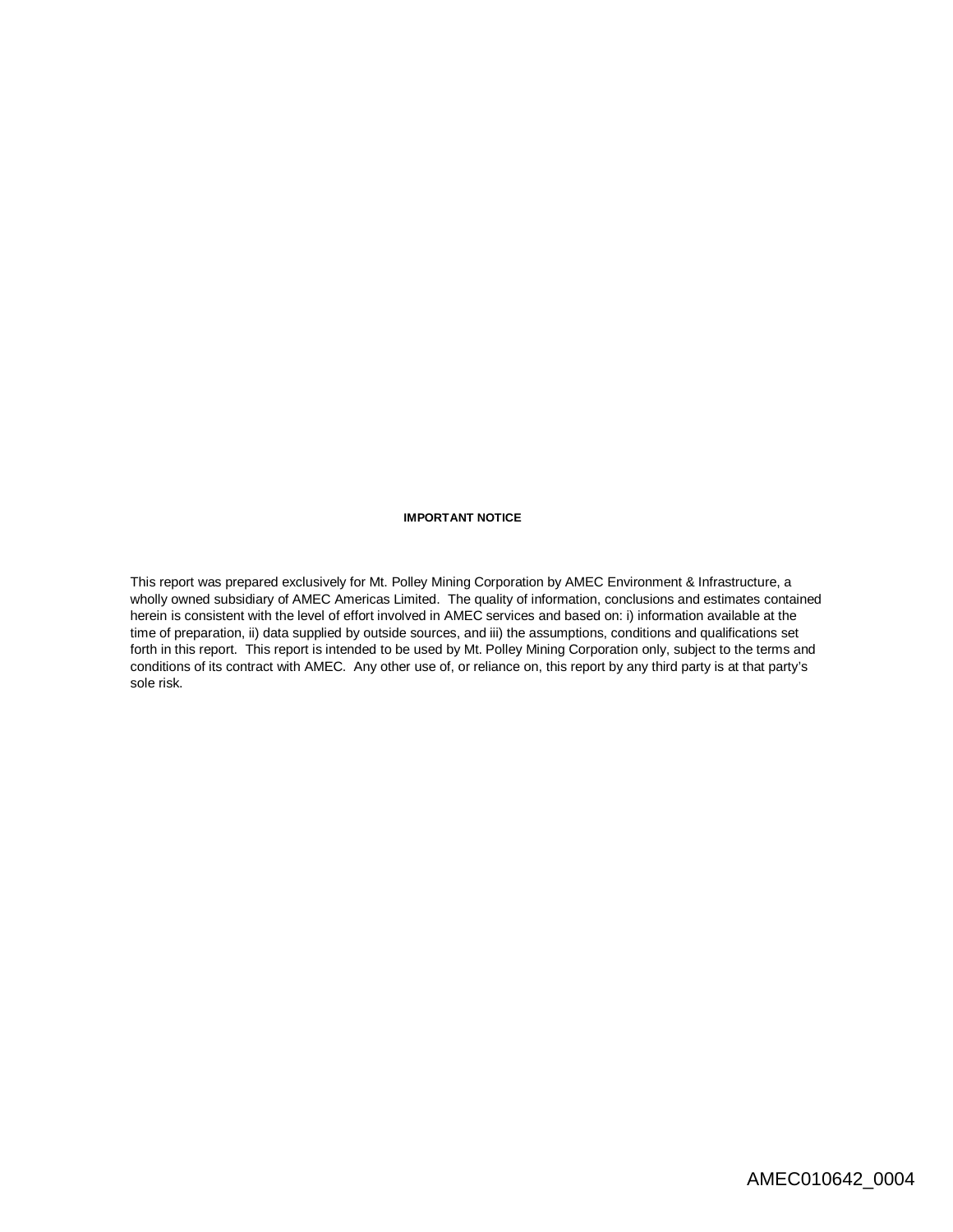**IMPORTANT NOTICE**

This report was prepared exclusively for Mt. Polley Mining Corporation by AMEC Environment & Infrastructure, a wholly owned subsidiary of AMEC Americas Limited. The quality of information, conclusions and estimates contained herein is consistent with the level of effort involved in AMEC services and based on: i) information available at the time of preparation, ii) data supplied by outside sources, and iii) the assumptions, conditions and qualifications set forth in this report. This report is intended to be used by Mt. Polley Mining Corporation only, subject to the terms and conditions of its contract with AMEC. Any other use of, or reliance on, this report by any third party is at that party's sole risk.

AMEC010642_0004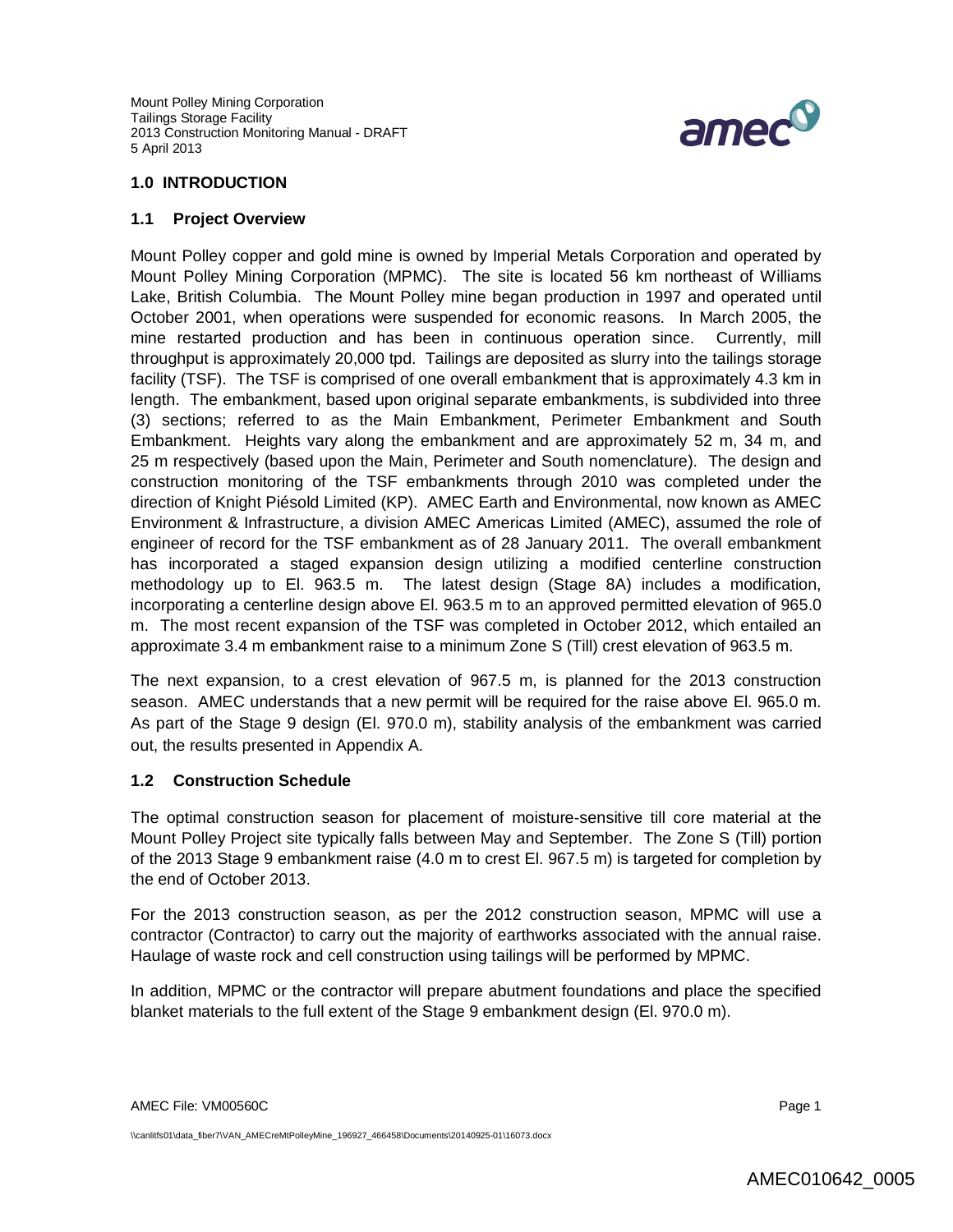## 1.0 INTRODUCTION

### 1.1 Project Overview

Mount Polley copper and gold mine is owned by Imperial Metals Corporation and operated by Mount Polley Mining Corporation (MPMC). The site is located 56 km northeast of Williams Lake, British Columbia. The Mount Polley mine began production in 1997 and operated until October 2001, when operations were suspended for economic reasons. In March 2005, the mine restarted production and has been in continuous operation since. Currently, mill throughput is approximately 20,000 tpd. Tailings are deposited as slurry into the tailings storage facility (TSF). The TSF is comprised of one overall embankment that is approximately 4.3 km in length. The embankment, based upon original separate embankments, is subdivided into three (3) sections; referred to as the Main Embankment, Perimeter Embankment and South Embankment. Heights vary along the embankment and are approximately 52 m, 34 m, and 25 m respectively (based upon the Main, Perimeter and South nomenclature). The design and construction monitoring of the TSF embankments through 2010 was completed under the direction of Knight Piésold Limited (KP). AMEC Earth and Environmental, now known as AMEC Environment & Infrastructure, a division AMEC Americas Limited (AMEC), assumed the role of engineer of record for the TSF embankment as of 28 January 2011. The overall embankment has incorporated a staged expansion design utilizing a modified centerline construction methodology up to El. 963.5 m. The latest design (Stage 8A) includes a modification, incorporating a centerline design above El. 963.5 m to an approved permitted elevation of 965.0 m. The most recent expansion of the TSF was completed in October 2012, which entailed an approximate 3.4 m embankment raise to a minimum Zone S (Till) crest elevation of 963.5 m.

The next expansion, to a crest elevation of 967.5 m, is planned for the 2013 construction season. AMEC understands that a new permit will be required for the raise above El. 965.0 m. As part of the Stage 9 design (El. 970.0 m), stability analysis of the embankment was carried out, the results presented in Appendix A.

### 1.2 Construction Schedule

The optimal construction season for placement of moisture-sensitive till core material at the Mount Polley Project site typically falls between May and September. The Zone S (Till) portion of the 2013 Stage 9 embankment raise (4.0 m to crest El. 967.5 m) is targeted for completion by the end of October 2013.

For the 2013 construction season, as per the 2012 construction season, MPMC will use a contractor (Contractor) to carry out the majority of earthworks associated with the annual raise. Haulage of waste rock and cell construction using tailings will be performed by MPMC.

In addition, MPMC or the contractor will prepare abutment foundations and place the specified blanket materials to the full extent of the Stage 9 embankment design (El. 970.0 m).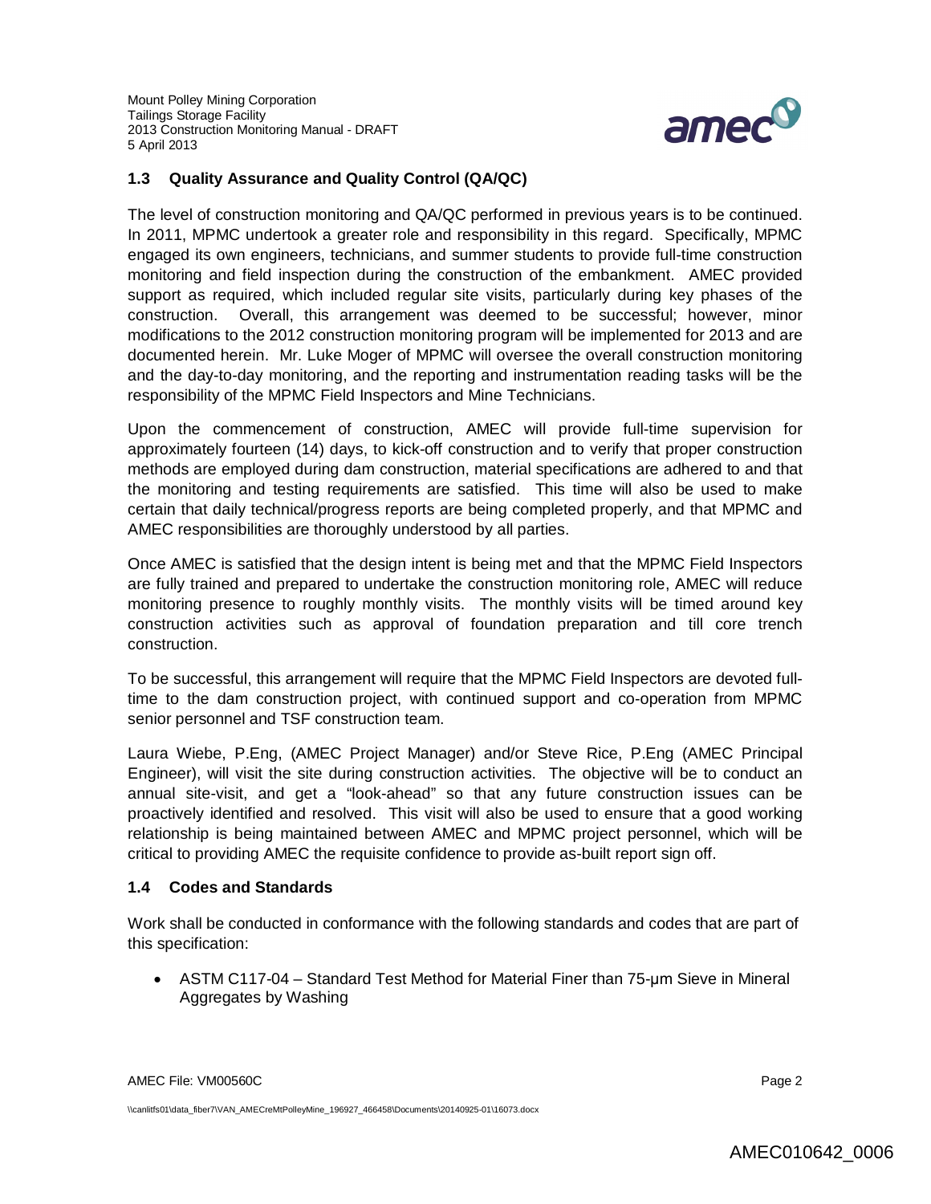## 1.3 Quality Assurance and Quality Control (QA/QC)

The level of construction monitoring and QA/QC performed in previous years is to be continued. In 2011, MPMC undertook a greater role and responsibility in this regard. Specifically, MPMC engaged its own engineers, technicians, and summer students to provide full-time construction monitoring and field inspection during the construction of the embankment. AMEC provided support as required, which included regular site visits, particularly during key phases of the construction. Overall, this arrangement was deemed to be successful; however, minor modifications to the 2012 construction monitoring program will be implemented for 2013 and are documented herein. Mr. Luke Moger of MPMC will oversee the overall construction monitoring and the day-to-day monitoring, and the reporting and instrumentation reading tasks will be the responsibility of the MPMC Field Inspectors and Mine Technicians.

Upon the commencement of construction, AMEC will provide full-time supervision for approximately fourteen (14) days, to kick-off construction and to verify that proper construction methods are employed during dam construction, material specifications are adhered to and that the monitoring and testing requirements are satisfied. This time will also be used to make certain that daily technical/progress reports are being completed properly, and that MPMC and AMEC responsibilities are thoroughly understood by all parties.

Once AMEC is satisfied that the design intent is being met and that the MPMC Field Inspectors are fully trained and prepared to undertake the construction monitoring role, AMEC will reduce monitoring presence to roughly monthly visits. The monthly visits will be timed around key construction activities such as approval of foundation preparation and till core trench construction.

To be successful, this arrangement will require that the MPMC Field Inspectors are devoted full-time to the dam construction project, with continued support and co-operation from MPMC senior personnel and TSF construction team.

Laura Wiebe, P.Eng, (AMEC Project Manager) and/or Steve Rice, P.Eng (AMEC Principal Engineer), will visit the site during construction activities. The objective will be to conduct an annual site-visit, and get a "look-ahead" so that any future construction issues can be proactively identified and resolved. This visit will also be used to ensure that a good working relationship is being maintained between AMEC and MPMC project personnel, which will be critical to providing AMEC the requisite confidence to provide as-built report sign off.

## 1.4 Codes and Standards

Work shall be conducted in conformance with the following standards and codes that are part of this specification:

- ASTM C117-04 – Standard Test Method for Material Finer than 75-µm Sieve in Mineral Aggregates by Washing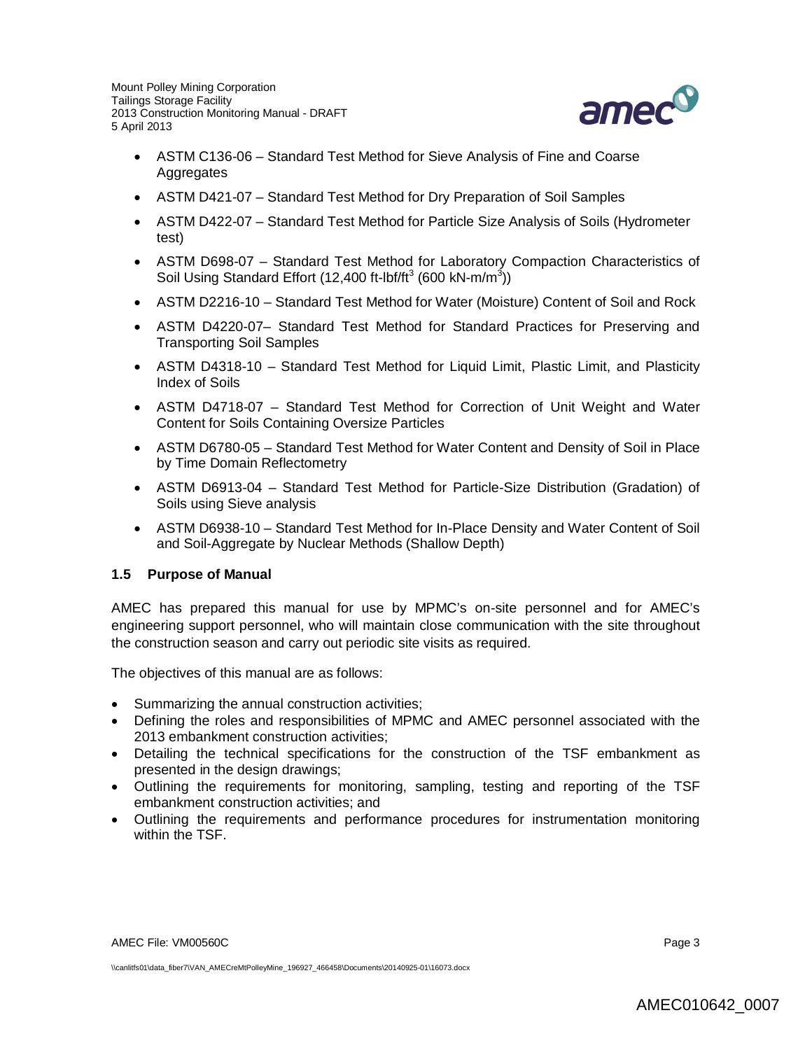- ASTM C136-06 – Standard Test Method for Sieve Analysis of Fine and Coarse Aggregates
- ASTM D421-07 – Standard Test Method for Dry Preparation of Soil Samples
- ASTM D422-07 – Standard Test Method for Particle Size Analysis of Soils (Hydrometer test)
- ASTM D698-07 – Standard Test Method for Laboratory Compaction Characteristics of Soil Using Standard Effort (12,400 ft-lbf/ft$^3$ (600 kN-m/m$^3$))
- ASTM D2216-10 – Standard Test Method for Water (Moisture) Content of Soil and Rock
- ASTM D4220-07– Standard Test Method for Standard Practices for Preserving and Transporting Soil Samples
- ASTM D4318-10 – Standard Test Method for Liquid Limit, Plastic Limit, and Plasticity Index of Soils
- ASTM D4718-07 – Standard Test Method for Correction of Unit Weight and Water Content for Soils Containing Oversize Particles
- ASTM D6780-05 – Standard Test Method for Water Content and Density of Soil in Place by Time Domain Reflectometry
- ASTM D6913-04 – Standard Test Method for Particle-Size Distribution (Gradation) of Soils using Sieve analysis
- ASTM D6938-10 – Standard Test Method for In-Place Density and Water Content of Soil and Soil-Aggregate by Nuclear Methods (Shallow Depth)

### 1.5 Purpose of Manual

AMEC has prepared this manual for use by MPMC's on-site personnel and for AMEC's engineering support personnel, who will maintain close communication with the site throughout the construction season and carry out periodic site visits as required.

The objectives of this manual are as follows:

- Summarizing the annual construction activities;
- Defining the roles and responsibilities of MPMC and AMEC personnel associated with the 2013 embankment construction activities;
- Detailing the technical specifications for the construction of the TSF embankment as presented in the design drawings;
- Outlining the requirements for monitoring, sampling, testing and reporting of the TSF embankment construction activities; and
- Outlining the requirements and performance procedures for instrumentation monitoring within the TSF.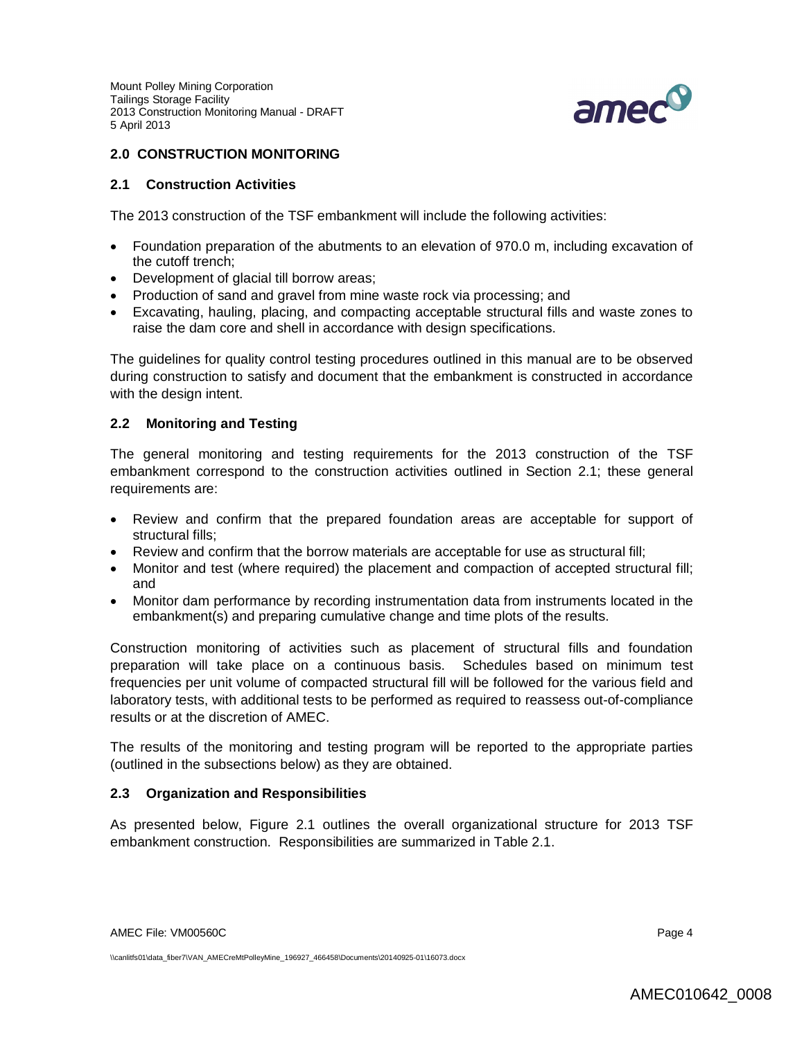## 2.0 CONSTRUCTION MONITORING

### 2.1 Construction Activities

The 2013 construction of the TSF embankment will include the following activities:

- Foundation preparation of the abutments to an elevation of 970.0 m, including excavation of the cutoff trench;
- Development of glacial till borrow areas;
- Production of sand and gravel from mine waste rock via processing; and
- Excavating, hauling, placing, and compacting acceptable structural fills and waste zones to raise the dam core and shell in accordance with design specifications.

The guidelines for quality control testing procedures outlined in this manual are to be observed during construction to satisfy and document that the embankment is constructed in accordance with the design intent.

### 2.2 Monitoring and Testing

The general monitoring and testing requirements for the 2013 construction of the TSF embankment correspond to the construction activities outlined in Section 2.1; these general requirements are:

- Review and confirm that the prepared foundation areas are acceptable for support of structural fills;
- Review and confirm that the borrow materials are acceptable for use as structural fill;
- Monitor and test (where required) the placement and compaction of accepted structural fill; and
- Monitor dam performance by recording instrumentation data from instruments located in the embankment(s) and preparing cumulative change and time plots of the results.

Construction monitoring of activities such as placement of structural fills and foundation preparation will take place on a continuous basis. Schedules based on minimum test frequencies per unit volume of compacted structural fill will be followed for the various field and laboratory tests, with additional tests to be performed as required to reassess out-of-compliance results or at the discretion of AMEC.

The results of the monitoring and testing program will be reported to the appropriate parties (outlined in the subsections below) as they are obtained.

### 2.3 Organization and Responsibilities

As presented below, Figure 2.1 outlines the overall organizational structure for 2013 TSF embankment construction. Responsibilities are summarized in Table 2.1.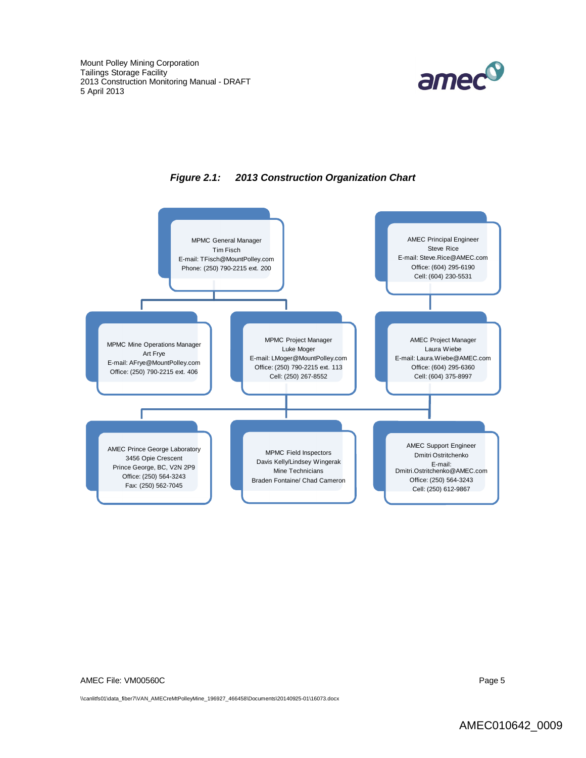***Figure 2.1: 2013 Construction Organization Chart***

MPMC General Manager
Tim Fisch
E-mail: TFisch@MountPolley.com
Phone: (250) 790-2215 ext. 200

AMEC Principal Engineer
Steve Rice
E-mail: Steve.Rice@AMEC.com
Office: (604) 295-6190
Cell: (604) 230-5531

MPMC Mine Operations Manager
Art Frye
E-mail: AFrye@MountPolley.com
Office: (250) 790-2215 ext. 406

MPMC Project Manager
Luke Moger
E-mail: LMoger@MountPolley.com
Office: (250) 790-2215 ext. 113
Cell: (250) 267-8552

AMEC Project Manager
Laura Wiebe
E-mail: Laura.Wiebe@AMEC.com
Office: (604) 295-6360
Cell: (604) 375-8997

AMEC Prince George Laboratory
3456 Opie Crescent
Prince George, BC, V2N 2P9
Office: (250) 564-3243
Fax: (250) 562-7045

MPMC Field Inspectors
Davis Kelly/Lindsey Wingerak
Mine Technicians
Braden Fontaine/ Chad Cameron

AMEC Support Engineer
Dmitri Ostritchenko
E-mail: Dmitri.Ostritchenko@AMEC.com
Office: (250) 564-3243
Cell: (250) 612-9867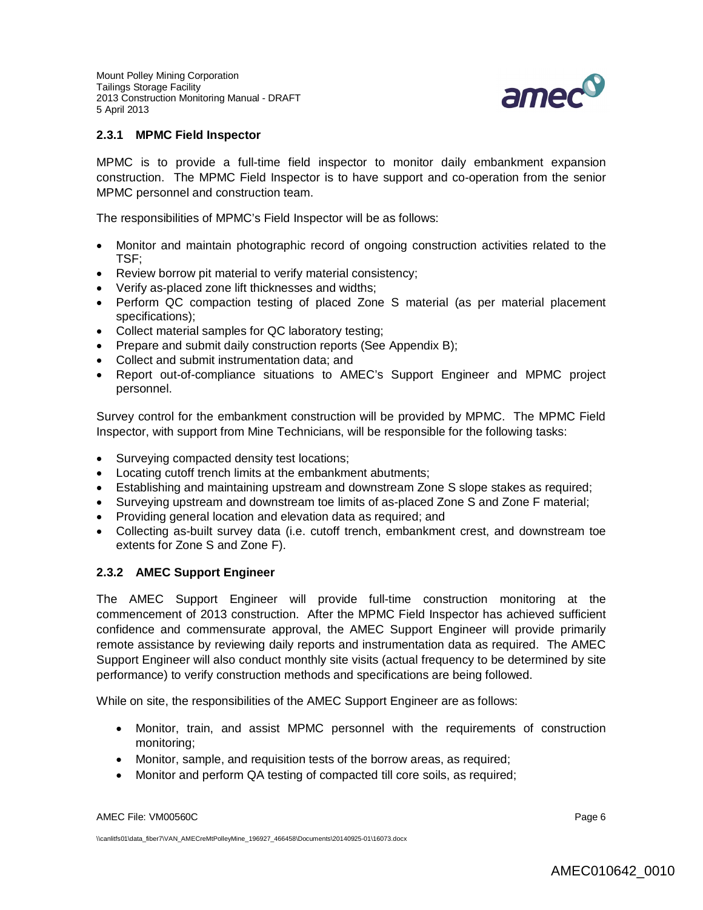### 2.3.1 MPMC Field Inspector

MPMC is to provide a full-time field inspector to monitor daily embankment expansion construction. The MPMC Field Inspector is to have support and co-operation from the senior MPMC personnel and construction team.

The responsibilities of MPMC's Field Inspector will be as follows:

- Monitor and maintain photographic record of ongoing construction activities related to the TSF;
- Review borrow pit material to verify material consistency;
- Verify as-placed zone lift thicknesses and widths;
- Perform QC compaction testing of placed Zone S material (as per material placement specifications);
- Collect material samples for QC laboratory testing;
- Prepare and submit daily construction reports (See Appendix B);
- Collect and submit instrumentation data; and
- Report out-of-compliance situations to AMEC's Support Engineer and MPMC project personnel.

Survey control for the embankment construction will be provided by MPMC. The MPMC Field Inspector, with support from Mine Technicians, will be responsible for the following tasks:

- Surveying compacted density test locations;
- Locating cutoff trench limits at the embankment abutments;
- Establishing and maintaining upstream and downstream Zone S slope stakes as required;
- Surveying upstream and downstream toe limits of as-placed Zone S and Zone F material;
- Providing general location and elevation data as required; and
- Collecting as-built survey data (i.e. cutoff trench, embankment crest, and downstream toe extents for Zone S and Zone F).

### 2.3.2 AMEC Support Engineer

The AMEC Support Engineer will provide full-time construction monitoring at the commencement of 2013 construction. After the MPMC Field Inspector has achieved sufficient confidence and commensurate approval, the AMEC Support Engineer will provide primarily remote assistance by reviewing daily reports and instrumentation data as required. The AMEC Support Engineer will also conduct monthly site visits (actual frequency to be determined by site performance) to verify construction methods and specifications are being followed.

While on site, the responsibilities of the AMEC Support Engineer are as follows:

- Monitor, train, and assist MPMC personnel with the requirements of construction monitoring;
- Monitor, sample, and requisition tests of the borrow areas, as required;
- Monitor and perform QA testing of compacted till core soils, as required;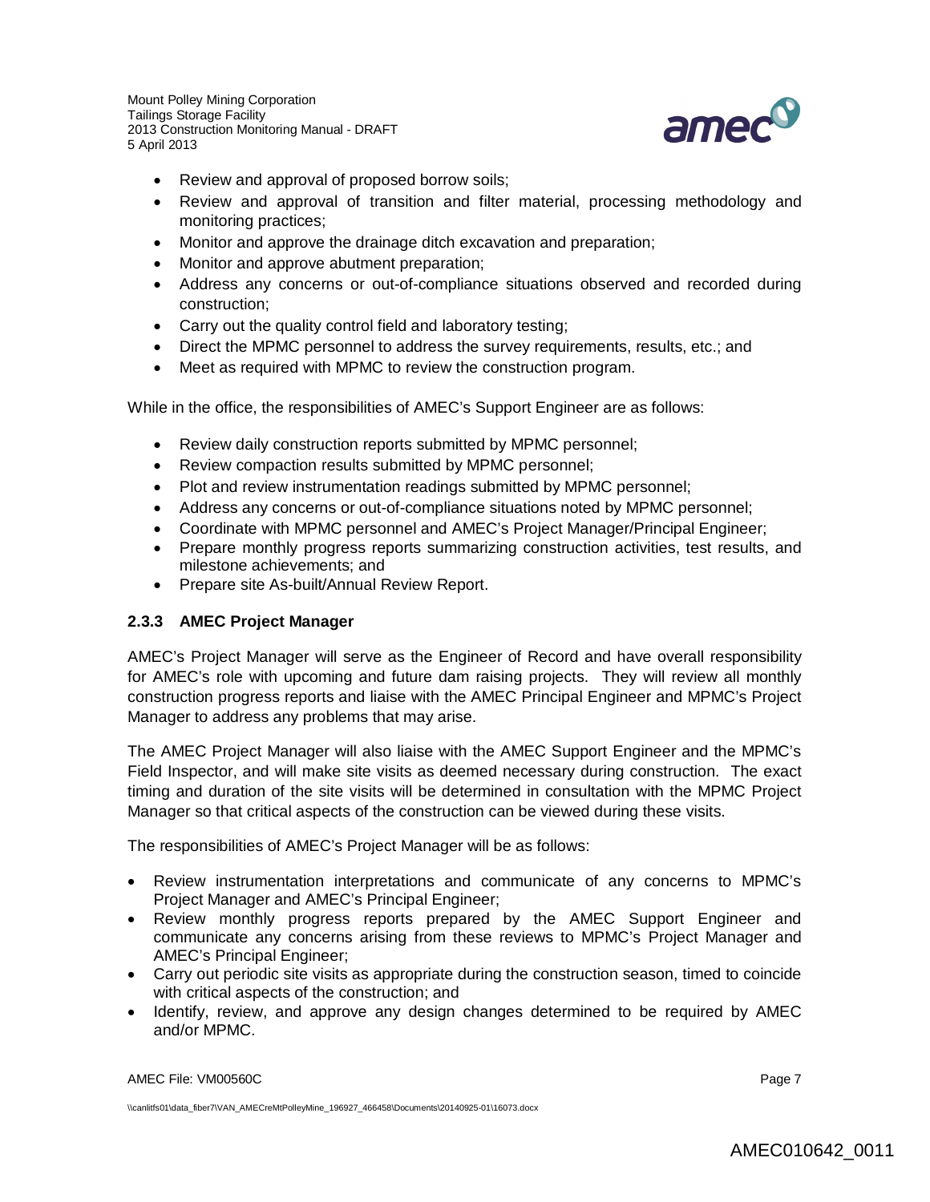- Review and approval of proposed borrow soils;
- Review and approval of transition and filter material, processing methodology and monitoring practices;
- Monitor and approve the drainage ditch excavation and preparation;
- Monitor and approve abutment preparation;
- Address any concerns or out-of-compliance situations observed and recorded during construction;
- Carry out the quality control field and laboratory testing;
- Direct the MPMC personnel to address the survey requirements, results, etc.; and
- Meet as required with MPMC to review the construction program.

While in the office, the responsibilities of AMEC's Support Engineer are as follows:

- Review daily construction reports submitted by MPMC personnel;
- Review compaction results submitted by MPMC personnel;
- Plot and review instrumentation readings submitted by MPMC personnel;
- Address any concerns or out-of-compliance situations noted by MPMC personnel;
- Coordinate with MPMC personnel and AMEC's Project Manager/Principal Engineer;
- Prepare monthly progress reports summarizing construction activities, test results, and milestone achievements; and
- Prepare site As-built/Annual Review Report.

### 2.3.3 AMEC Project Manager

AMEC's Project Manager will serve as the Engineer of Record and have overall responsibility for AMEC's role with upcoming and future dam raising projects. They will review all monthly construction progress reports and liaise with the AMEC Principal Engineer and MPMC's Project Manager to address any problems that may arise.

The AMEC Project Manager will also liaise with the AMEC Support Engineer and the MPMC's Field Inspector, and will make site visits as deemed necessary during construction. The exact timing and duration of the site visits will be determined in consultation with the MPMC Project Manager so that critical aspects of the construction can be viewed during these visits.

The responsibilities of AMEC's Project Manager will be as follows:

- Review instrumentation interpretations and communicate of any concerns to MPMC's Project Manager and AMEC's Principal Engineer;
- Review monthly progress reports prepared by the AMEC Support Engineer and communicate any concerns arising from these reviews to MPMC's Project Manager and AMEC's Principal Engineer;
- Carry out periodic site visits as appropriate during the construction season, timed to coincide with critical aspects of the construction; and
- Identify, review, and approve any design changes determined to be required by AMEC and/or MPMC.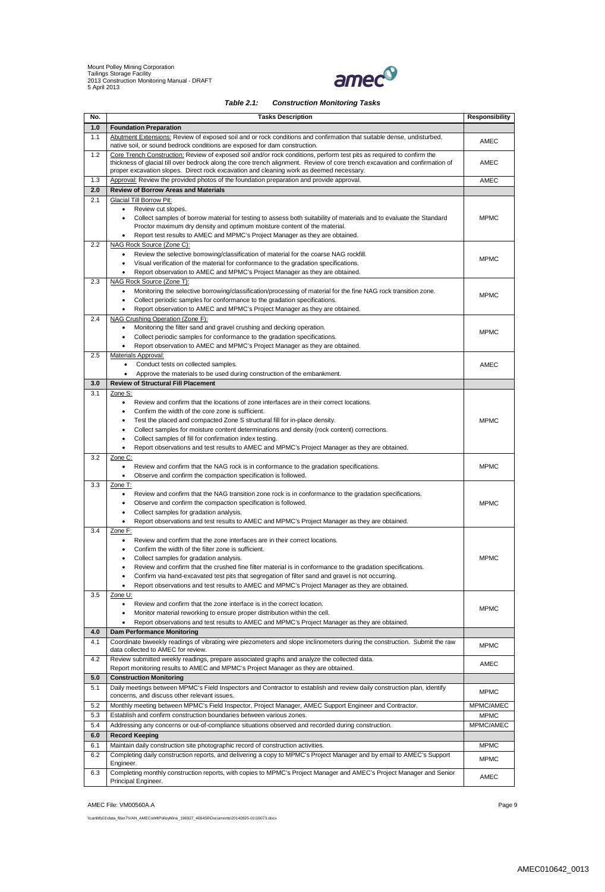***Table 2.1: Construction Monitoring Tasks***

| No. | Tasks Description | Responsibility |
|---|---|---|
| **1.0** | **Foundation Preparation** | |
| 1.1 | Abutment Extensions: Review of exposed soil and or rock conditions and confirmation that suitable dense, undisturbed, native soil, or sound bedrock conditions are exposed for dam construction. | AMEC |
| 1.2 | Core Trench Construction: Review of exposed soil and/or rock conditions, perform test pits as required to confirm the thickness of glacial till over bedrock along the core trench alignment. Review of core trench excavation and confirmation of proper excavation slopes. Direct rock excavation and cleaning work as deemed necessary. | AMEC |
| 1.3 | Approval: Review the provided photos of the foundation preparation and provide approval. | AMEC |
| **2.0** | **Review of Borrow Areas and Materials** | |
| 2.1 | Glacial Till Borrow Pit:<br>• Review cut slopes.<br>• Collect samples of borrow material for testing to assess both suitability of materials and to evaluate the Standard Proctor maximum dry density and optimum moisture content of the material.<br>• Report test results to AMEC and MPMC's Project Manager as they are obtained. | MPMC |
| 2.2 | NAG Rock Source (Zone C):<br>• Review the selective borrowing/classification of material for the coarse NAG rockfill.<br>• Visual verification of the material for conformance to the gradation specifications.<br>• Report observation to AMEC and MPMC's Project Manager as they are obtained. | MPMC |
| 2.3 | NAG Rock Source (Zone T):<br>• Monitoring the selective borrowing/classification/processing of material for the fine NAG rock transition zone.<br>• Collect periodic samples for conformance to the gradation specifications.<br>• Report observation to AMEC and MPMC's Project Manager as they are obtained. | MPMC |
| 2.4 | NAG Crushing Operation (Zone F):<br>• Monitoring the filter sand and gravel crushing and decking operation.<br>• Collect periodic samples for conformance to the gradation specifications.<br>• Report observation to AMEC and MPMC's Project Manager as they are obtained. | MPMC |
| 2.5 | Materials Approval:<br>• Conduct tests on collected samples.<br>• Approve the materials to be used during construction of the embankment. | AMEC |
| **3.0** | **Review of Structural Fill Placement** | |
| 3.1 | Zone S:<br>• Review and confirm that the locations of zone interfaces are in their correct locations.<br>• Confirm the width of the core zone is sufficient.<br>• Test the placed and compacted Zone S structural fill for in-place density.<br>• Collect samples for moisture content determinations and density (rock content) corrections.<br>• Collect samples of fill for confirmation index testing.<br>• Report observations and test results to AMEC and MPMC's Project Manager as they are obtained. | MPMC |
| 3.2 | Zone C:<br>• Review and confirm that the NAG rock is in conformance to the gradation specifications.<br>• Observe and confirm the compaction specification is followed. | MPMC |
| 3.3 | Zone T:<br>• Review and confirm that the NAG transition zone rock is in conformance to the gradation specifications.<br>• Observe and confirm the compaction specification is followed.<br>• Collect samples for gradation analysis.<br>• Report observations and test results to AMEC and MPMC's Project Manager as they are obtained. | MPMC |
| 3.4 | Zone F:<br>• Review and confirm that the zone interfaces are in their correct locations.<br>• Confirm the width of the filter zone is sufficient.<br>• Collect samples for gradation analysis.<br>• Review and confirm that the crushed fine filter material is in conformance to the gradation specifications.<br>• Confirm via hand-excavated test pits that segregation of filter sand and gravel is not occurring.<br>• Report observations and test results to AMEC and MPMC's Project Manager as they are obtained. | MPMC |
| 3.5 | Zone U:<br>• Review and confirm that the zone interface is in the correct location.<br>• Monitor material reworking to ensure proper distribution within the cell.<br>• Report observations and test results to AMEC and MPMC's Project Manager as they are obtained. | MPMC |
| **4.0** | **Dam Performance Monitoring** | |
| 4.1 | Coordinate biweekly readings of vibrating wire piezometers and slope inclinometers during the construction. Submit the raw data collected to AMEC for review. | MPMC |
| 4.2 | Review submitted weekly readings, prepare associated graphs and analyze the collected data.<br>Report monitoring results to AMEC and MPMC's Project Manager as they are obtained. | AMEC |
| **5.0** | **Construction Monitoring** | |
| 5.1 | Daily meetings between MPMC's Field Inspectors and Contractor to establish and review daily construction plan, identify concerns, and discuss other relevant issues. | MPMC |
| 5.2 | Monthly meeting between MPMC's Field Inspector, Project Manager, AMEC Support Engineer and Contractor. | MPMC/AMEC |
| 5.3 | Establish and confirm construction boundaries between various zones. | MPMC |
| 5.4 | Addressing any concerns or out-of-compliance situations observed and recorded during construction. | MPMC/AMEC |
| **6.0** | **Record Keeping** | |
| 6.1 | Maintain daily construction site photographic record of construction activities. | MPMC |
| 6.2 | Completing daily construction reports, and delivering a copy to MPMC's Project Manager and by email to AMEC's Support Engineer. | MPMC |
| 6.3 | Completing monthly construction reports, with copies to MPMC's Project Manager and AMEC's Project Manager and Senior Principal Engineer. | AMEC |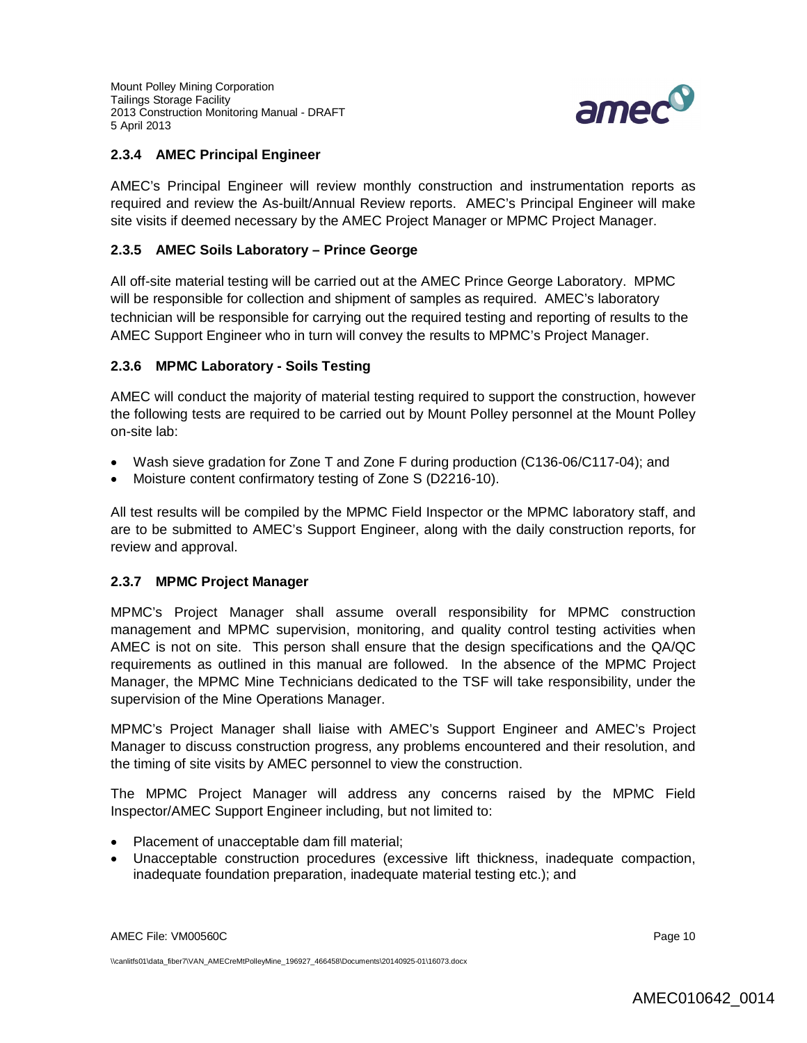### 2.3.4 AMEC Principal Engineer

AMEC's Principal Engineer will review monthly construction and instrumentation reports as required and review the As-built/Annual Review reports. AMEC's Principal Engineer will make site visits if deemed necessary by the AMEC Project Manager or MPMC Project Manager.

### 2.3.5 AMEC Soils Laboratory – Prince George

All off-site material testing will be carried out at the AMEC Prince George Laboratory. MPMC will be responsible for collection and shipment of samples as required. AMEC's laboratory technician will be responsible for carrying out the required testing and reporting of results to the AMEC Support Engineer who in turn will convey the results to MPMC's Project Manager.

### 2.3.6 MPMC Laboratory - Soils Testing

AMEC will conduct the majority of material testing required to support the construction, however the following tests are required to be carried out by Mount Polley personnel at the Mount Polley on-site lab:

- Wash sieve gradation for Zone T and Zone F during production (C136-06/C117-04); and
- Moisture content confirmatory testing of Zone S (D2216-10).

All test results will be compiled by the MPMC Field Inspector or the MPMC laboratory staff, and are to be submitted to AMEC's Support Engineer, along with the daily construction reports, for review and approval.

### 2.3.7 MPMC Project Manager

MPMC's Project Manager shall assume overall responsibility for MPMC construction management and MPMC supervision, monitoring, and quality control testing activities when AMEC is not on site. This person shall ensure that the design specifications and the QA/QC requirements as outlined in this manual are followed. In the absence of the MPMC Project Manager, the MPMC Mine Technicians dedicated to the TSF will take responsibility, under the supervision of the Mine Operations Manager.

MPMC's Project Manager shall liaise with AMEC's Support Engineer and AMEC's Project Manager to discuss construction progress, any problems encountered and their resolution, and the timing of site visits by AMEC personnel to view the construction.

The MPMC Project Manager will address any concerns raised by the MPMC Field Inspector/AMEC Support Engineer including, but not limited to:

- Placement of unacceptable dam fill material;
- Unacceptable construction procedures (excessive lift thickness, inadequate compaction, inadequate foundation preparation, inadequate material testing etc.); and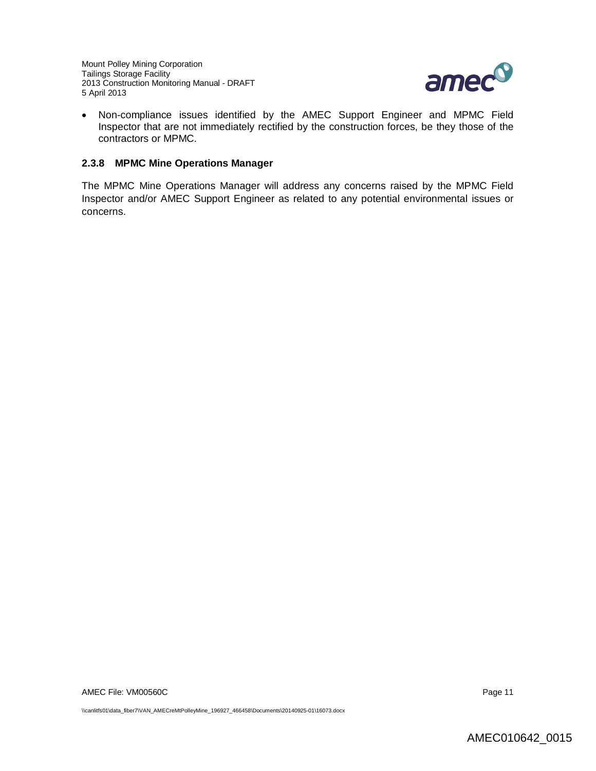- Non-compliance issues identified by the AMEC Support Engineer and MPMC Field Inspector that are not immediately rectified by the construction forces, be they those of the contractors or MPMC.

### 2.3.8 MPMC Mine Operations Manager

The MPMC Mine Operations Manager will address any concerns raised by the MPMC Field Inspector and/or AMEC Support Engineer as related to any potential environmental issues or concerns.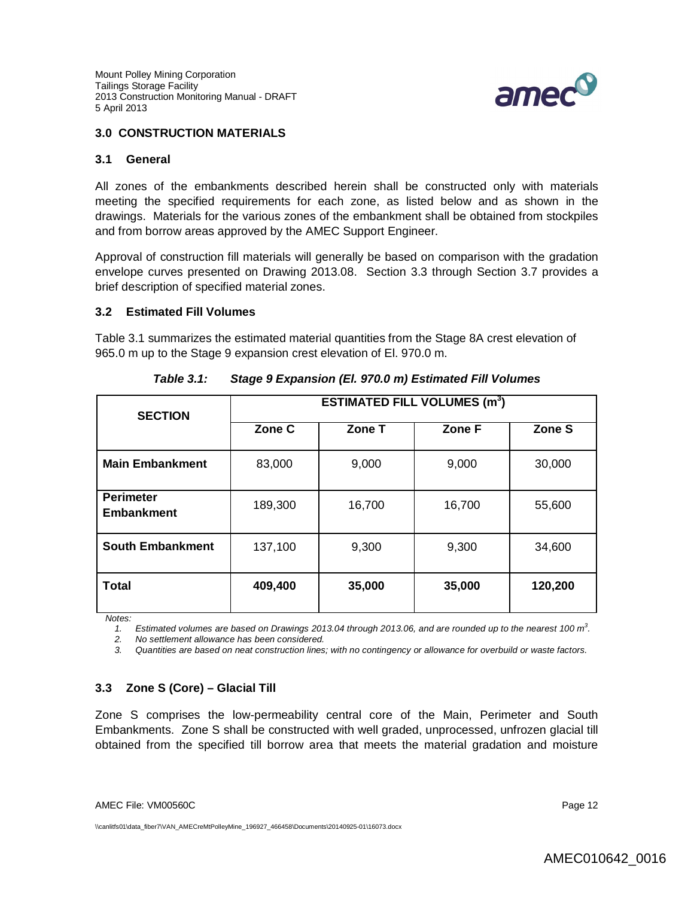## 3.0 CONSTRUCTION MATERIALS

### 3.1 General

All zones of the embankments described herein shall be constructed only with materials meeting the specified requirements for each zone, as listed below and as shown in the drawings. Materials for the various zones of the embankment shall be obtained from stockpiles and from borrow areas approved by the AMEC Support Engineer.

Approval of construction fill materials will generally be based on comparison with the gradation envelope curves presented on Drawing 2013.08. Section 3.3 through Section 3.7 provides a brief description of specified material zones.

### 3.2 Estimated Fill Volumes

Table 3.1 summarizes the estimated material quantities from the Stage 8A crest elevation of 965.0 m up to the Stage 9 expansion crest elevation of El. 970.0 m.

***Table 3.1: Stage 9 Expansion (El. 970.0 m) Estimated Fill Volumes***

| SECTION | ESTIMATED FILL VOLUMES ($m^3$) | | | |
|---|---|---|---|---|
| | Zone C | Zone T | Zone F | Zone S |
| **Main Embankment** | 83,000 | 9,000 | 9,000 | 30,000 |
| **Perimeter Embankment** | 189,300 | 16,700 | 16,700 | 55,600 |
| **South Embankment** | 137,100 | 9,300 | 9,300 | 34,600 |
| **Total** | **409,400** | **35,000** | **35,000** | **120,200** |

*Notes:*

1. *Estimated volumes are based on Drawings 2013.04 through 2013.06, and are rounded up to the nearest 100 $m^3$.*
2. *No settlement allowance has been considered.*
3. *Quantities are based on neat construction lines; with no contingency or allowance for overbuild or waste factors.*

### 3.3 Zone S (Core) – Glacial Till

Zone S comprises the low-permeability central core of the Main, Perimeter and South Embankments. Zone S shall be constructed with well graded, unprocessed, unfrozen glacial till obtained from the specified till borrow area that meets the material gradation and moisture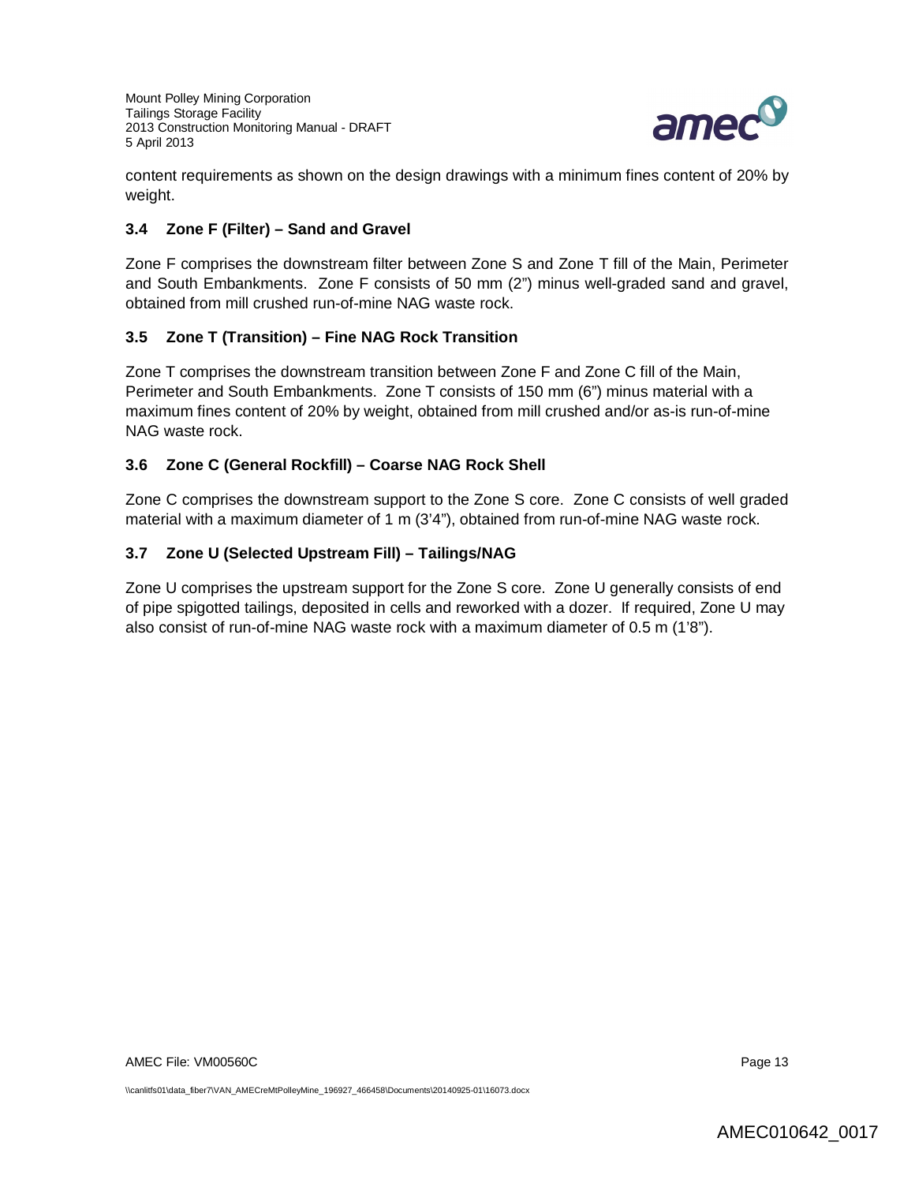content requirements as shown on the design drawings with a minimum fines content of 20% by weight.

### 3.4 Zone F (Filter) – Sand and Gravel

Zone F comprises the downstream filter between Zone S and Zone T fill of the Main, Perimeter and South Embankments. Zone F consists of 50 mm (2") minus well-graded sand and gravel, obtained from mill crushed run-of-mine NAG waste rock.

### 3.5 Zone T (Transition) – Fine NAG Rock Transition

Zone T comprises the downstream transition between Zone F and Zone C fill of the Main, Perimeter and South Embankments. Zone T consists of 150 mm (6") minus material with a maximum fines content of 20% by weight, obtained from mill crushed and/or as-is run-of-mine NAG waste rock.

### 3.6 Zone C (General Rockfill) – Coarse NAG Rock Shell

Zone C comprises the downstream support to the Zone S core. Zone C consists of well graded material with a maximum diameter of 1 m (3'4"), obtained from run-of-mine NAG waste rock.

### 3.7 Zone U (Selected Upstream Fill) – Tailings/NAG

Zone U comprises the upstream support for the Zone S core. Zone U generally consists of end of pipe spigotted tailings, deposited in cells and reworked with a dozer. If required, Zone U may also consist of run-of-mine NAG waste rock with a maximum diameter of 0.5 m (1'8").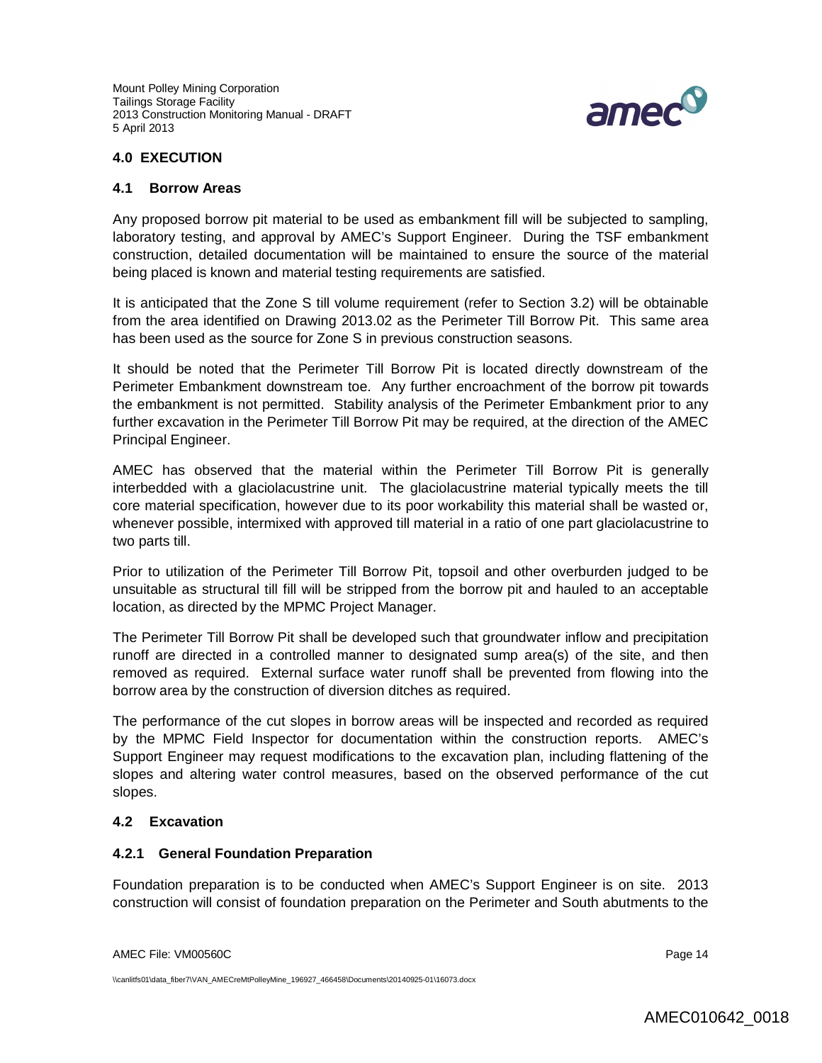## 4.0 EXECUTION

### 4.1 Borrow Areas

Any proposed borrow pit material to be used as embankment fill will be subjected to sampling, laboratory testing, and approval by AMEC's Support Engineer. During the TSF embankment construction, detailed documentation will be maintained to ensure the source of the material being placed is known and material testing requirements are satisfied.

It is anticipated that the Zone S till volume requirement (refer to Section 3.2) will be obtainable from the area identified on Drawing 2013.02 as the Perimeter Till Borrow Pit. This same area has been used as the source for Zone S in previous construction seasons.

It should be noted that the Perimeter Till Borrow Pit is located directly downstream of the Perimeter Embankment downstream toe. Any further encroachment of the borrow pit towards the embankment is not permitted. Stability analysis of the Perimeter Embankment prior to any further excavation in the Perimeter Till Borrow Pit may be required, at the direction of the AMEC Principal Engineer.

AMEC has observed that the material within the Perimeter Till Borrow Pit is generally interbedded with a glaciolacustrine unit. The glaciolacustrine material typically meets the till core material specification, however due to its poor workability this material shall be wasted or, whenever possible, intermixed with approved till material in a ratio of one part glaciolacustrine to two parts till.

Prior to utilization of the Perimeter Till Borrow Pit, topsoil and other overburden judged to be unsuitable as structural till fill will be stripped from the borrow pit and hauled to an acceptable location, as directed by the MPMC Project Manager.

The Perimeter Till Borrow Pit shall be developed such that groundwater inflow and precipitation runoff are directed in a controlled manner to designated sump area(s) of the site, and then removed as required. External surface water runoff shall be prevented from flowing into the borrow area by the construction of diversion ditches as required.

The performance of the cut slopes in borrow areas will be inspected and recorded as required by the MPMC Field Inspector for documentation within the construction reports. AMEC's Support Engineer may request modifications to the excavation plan, including flattening of the slopes and altering water control measures, based on the observed performance of the cut slopes.

### 4.2 Excavation

#### 4.2.1 General Foundation Preparation

Foundation preparation is to be conducted when AMEC's Support Engineer is on site. 2013 construction will consist of foundation preparation on the Perimeter and South abutments to the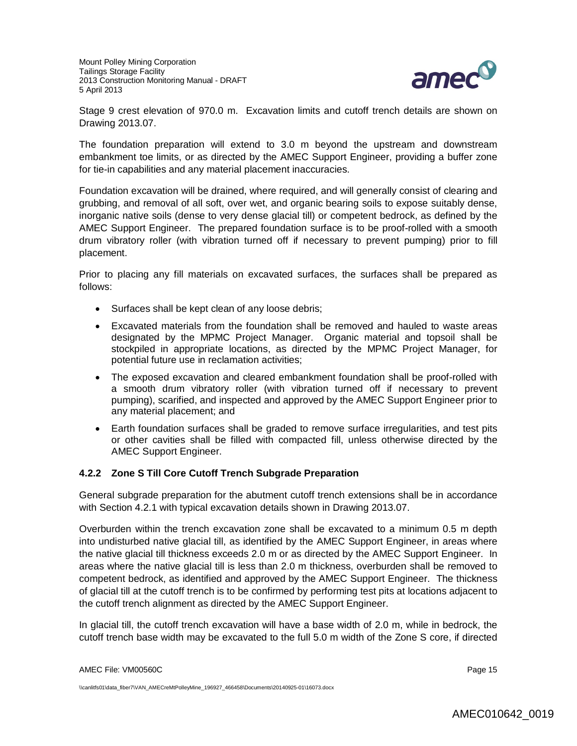Stage 9 crest elevation of 970.0 m. Excavation limits and cutoff trench details are shown on Drawing 2013.07.

The foundation preparation will extend to 3.0 m beyond the upstream and downstream embankment toe limits, or as directed by the AMEC Support Engineer, providing a buffer zone for tie-in capabilities and any material placement inaccuracies.

Foundation excavation will be drained, where required, and will generally consist of clearing and grubbing, and removal of all soft, over wet, and organic bearing soils to expose suitably dense, inorganic native soils (dense to very dense glacial till) or competent bedrock, as defined by the AMEC Support Engineer. The prepared foundation surface is to be proof-rolled with a smooth drum vibratory roller (with vibration turned off if necessary to prevent pumping) prior to fill placement.

Prior to placing any fill materials on excavated surfaces, the surfaces shall be prepared as follows:

- Surfaces shall be kept clean of any loose debris;
- Excavated materials from the foundation shall be removed and hauled to waste areas designated by the MPMC Project Manager. Organic material and topsoil shall be stockpiled in appropriate locations, as directed by the MPMC Project Manager, for potential future use in reclamation activities;
- The exposed excavation and cleared embankment foundation shall be proof-rolled with a smooth drum vibratory roller (with vibration turned off if necessary to prevent pumping), scarified, and inspected and approved by the AMEC Support Engineer prior to any material placement; and
- Earth foundation surfaces shall be graded to remove surface irregularities, and test pits or other cavities shall be filled with compacted fill, unless otherwise directed by the AMEC Support Engineer.

### 4.2.2 Zone S Till Core Cutoff Trench Subgrade Preparation

General subgrade preparation for the abutment cutoff trench extensions shall be in accordance with Section 4.2.1 with typical excavation details shown in Drawing 2013.07.

Overburden within the trench excavation zone shall be excavated to a minimum 0.5 m depth into undisturbed native glacial till, as identified by the AMEC Support Engineer, in areas where the native glacial till thickness exceeds 2.0 m or as directed by the AMEC Support Engineer. In areas where the native glacial till is less than 2.0 m thickness, overburden shall be removed to competent bedrock, as identified and approved by the AMEC Support Engineer. The thickness of glacial till at the cutoff trench is to be confirmed by performing test pits at locations adjacent to the cutoff trench alignment as directed by the AMEC Support Engineer.

In glacial till, the cutoff trench excavation will have a base width of 2.0 m, while in bedrock, the cutoff trench base width may be excavated to the full 5.0 m width of the Zone S core, if directed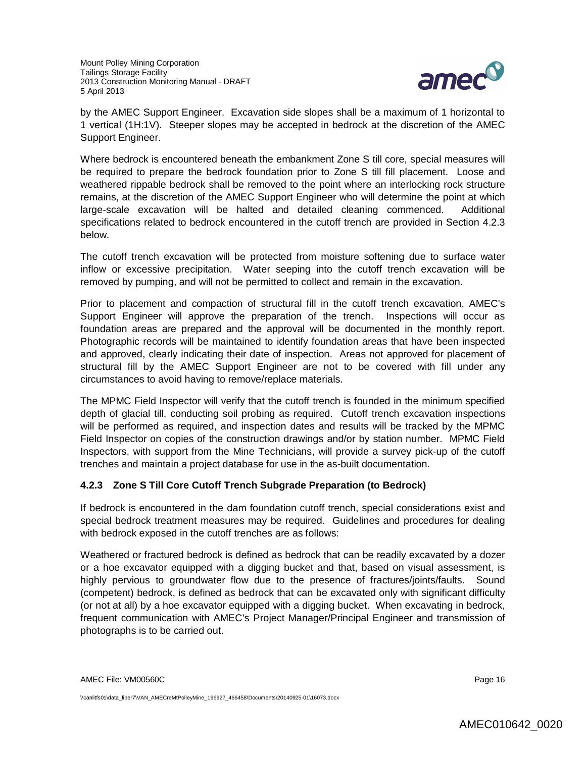by the AMEC Support Engineer. Excavation side slopes shall be a maximum of 1 horizontal to 1 vertical (1H:1V). Steeper slopes may be accepted in bedrock at the discretion of the AMEC Support Engineer.

Where bedrock is encountered beneath the embankment Zone S till core, special measures will be required to prepare the bedrock foundation prior to Zone S till fill placement. Loose and weathered rippable bedrock shall be removed to the point where an interlocking rock structure remains, at the discretion of the AMEC Support Engineer who will determine the point at which large-scale excavation will be halted and detailed cleaning commenced. Additional specifications related to bedrock encountered in the cutoff trench are provided in Section 4.2.3 below.

The cutoff trench excavation will be protected from moisture softening due to surface water inflow or excessive precipitation. Water seeping into the cutoff trench excavation will be removed by pumping, and will not be permitted to collect and remain in the excavation.

Prior to placement and compaction of structural fill in the cutoff trench excavation, AMEC's Support Engineer will approve the preparation of the trench. Inspections will occur as foundation areas are prepared and the approval will be documented in the monthly report. Photographic records will be maintained to identify foundation areas that have been inspected and approved, clearly indicating their date of inspection. Areas not approved for placement of structural fill by the AMEC Support Engineer are not to be covered with fill under any circumstances to avoid having to remove/replace materials.

The MPMC Field Inspector will verify that the cutoff trench is founded in the minimum specified depth of glacial till, conducting soil probing as required. Cutoff trench excavation inspections will be performed as required, and inspection dates and results will be tracked by the MPMC Field Inspector on copies of the construction drawings and/or by station number. MPMC Field Inspectors, with support from the Mine Technicians, will provide a survey pick-up of the cutoff trenches and maintain a project database for use in the as-built documentation.

### 4.2.3 Zone S Till Core Cutoff Trench Subgrade Preparation (to Bedrock)

If bedrock is encountered in the dam foundation cutoff trench, special considerations exist and special bedrock treatment measures may be required. Guidelines and procedures for dealing with bedrock exposed in the cutoff trenches are as follows:

Weathered or fractured bedrock is defined as bedrock that can be readily excavated by a dozer or a hoe excavator equipped with a digging bucket and that, based on visual assessment, is highly pervious to groundwater flow due to the presence of fractures/joints/faults. Sound (competent) bedrock, is defined as bedrock that can be excavated only with significant difficulty (or not at all) by a hoe excavator equipped with a digging bucket. When excavating in bedrock, frequent communication with AMEC's Project Manager/Principal Engineer and transmission of photographs is to be carried out.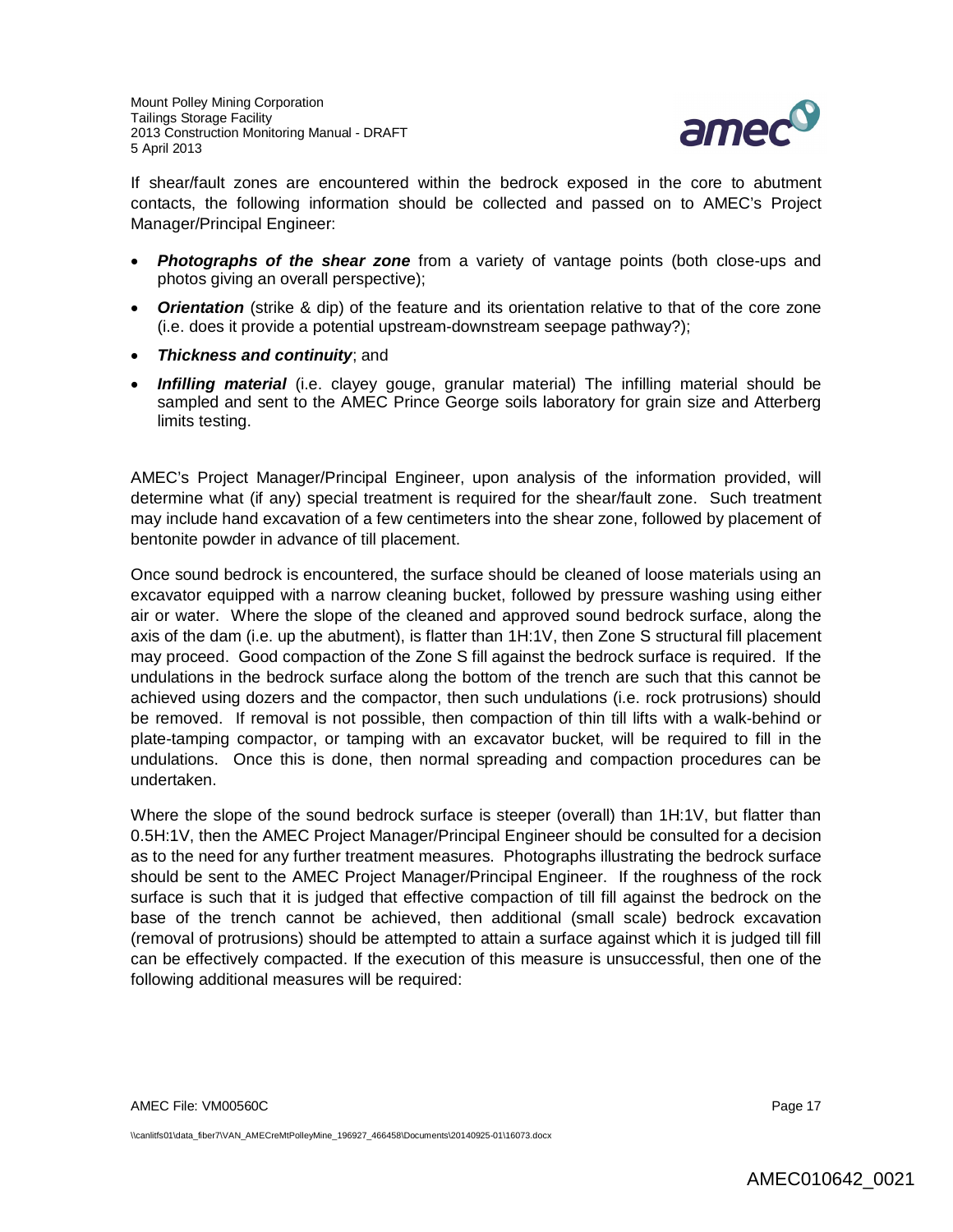If shear/fault zones are encountered within the bedrock exposed in the core to abutment contacts, the following information should be collected and passed on to AMEC's Project Manager/Principal Engineer:

- ***Photographs of the shear zone*** from a variety of vantage points (both close-ups and photos giving an overall perspective);
- ***Orientation*** (strike & dip) of the feature and its orientation relative to that of the core zone (i.e. does it provide a potential upstream-downstream seepage pathway?);
- ***Thickness and continuity***; and
- ***Infilling material*** (i.e. clayey gouge, granular material) The infilling material should be sampled and sent to the AMEC Prince George soils laboratory for grain size and Atterberg limits testing.

AMEC's Project Manager/Principal Engineer, upon analysis of the information provided, will determine what (if any) special treatment is required for the shear/fault zone. Such treatment may include hand excavation of a few centimeters into the shear zone, followed by placement of bentonite powder in advance of till placement.

Once sound bedrock is encountered, the surface should be cleaned of loose materials using an excavator equipped with a narrow cleaning bucket, followed by pressure washing using either air or water. Where the slope of the cleaned and approved sound bedrock surface, along the axis of the dam (i.e. up the abutment), is flatter than 1H:1V, then Zone S structural fill placement may proceed. Good compaction of the Zone S fill against the bedrock surface is required. If the undulations in the bedrock surface along the bottom of the trench are such that this cannot be achieved using dozers and the compactor, then such undulations (i.e. rock protrusions) should be removed. If removal is not possible, then compaction of thin till lifts with a walk-behind or plate-tamping compactor, or tamping with an excavator bucket, will be required to fill in the undulations. Once this is done, then normal spreading and compaction procedures can be undertaken.

Where the slope of the sound bedrock surface is steeper (overall) than 1H:1V, but flatter than 0.5H:1V, then the AMEC Project Manager/Principal Engineer should be consulted for a decision as to the need for any further treatment measures. Photographs illustrating the bedrock surface should be sent to the AMEC Project Manager/Principal Engineer. If the roughness of the rock surface is such that it is judged that effective compaction of till fill against the bedrock on the base of the trench cannot be achieved, then additional (small scale) bedrock excavation (removal of protrusions) should be attempted to attain a surface against which it is judged till fill can be effectively compacted. If the execution of this measure is unsuccessful, then one of the following additional measures will be required: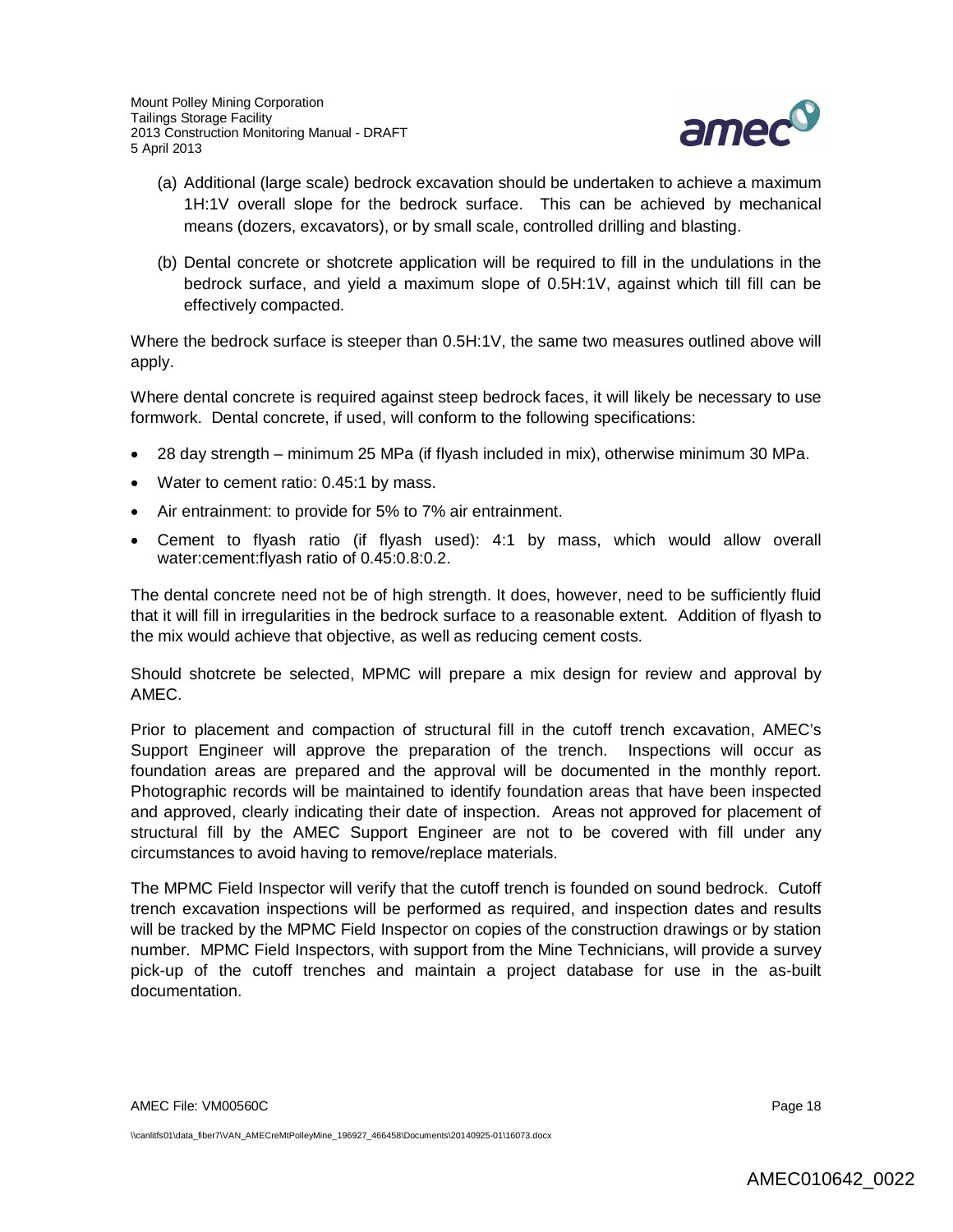(a) Additional (large scale) bedrock excavation should be undertaken to achieve a maximum 1H:1V overall slope for the bedrock surface. This can be achieved by mechanical means (dozers, excavators), or by small scale, controlled drilling and blasting.

(b) Dental concrete or shotcrete application will be required to fill in the undulations in the bedrock surface, and yield a maximum slope of 0.5H:1V, against which till fill can be effectively compacted.

Where the bedrock surface is steeper than 0.5H:1V, the same two measures outlined above will apply.

Where dental concrete is required against steep bedrock faces, it will likely be necessary to use formwork. Dental concrete, if used, will conform to the following specifications:

- 28 day strength – minimum 25 MPa (if flyash included in mix), otherwise minimum 30 MPa.
- Water to cement ratio: 0.45:1 by mass.
- Air entrainment: to provide for 5% to 7% air entrainment.
- Cement to flyash ratio (if flyash used): 4:1 by mass, which would allow overall water:cement:flyash ratio of 0.45:0.8:0.2.

The dental concrete need not be of high strength. It does, however, need to be sufficiently fluid that it will fill in irregularities in the bedrock surface to a reasonable extent. Addition of flyash to the mix would achieve that objective, as well as reducing cement costs.

Should shotcrete be selected, MPMC will prepare a mix design for review and approval by AMEC.

Prior to placement and compaction of structural fill in the cutoff trench excavation, AMEC's Support Engineer will approve the preparation of the trench. Inspections will occur as foundation areas are prepared and the approval will be documented in the monthly report. Photographic records will be maintained to identify foundation areas that have been inspected and approved, clearly indicating their date of inspection. Areas not approved for placement of structural fill by the AMEC Support Engineer are not to be covered with fill under any circumstances to avoid having to remove/replace materials.

The MPMC Field Inspector will verify that the cutoff trench is founded on sound bedrock. Cutoff trench excavation inspections will be performed as required, and inspection dates and results will be tracked by the MPMC Field Inspector on copies of the construction drawings or by station number. MPMC Field Inspectors, with support from the Mine Technicians, will provide a survey pick-up of the cutoff trenches and maintain a project database for use in the as-built documentation.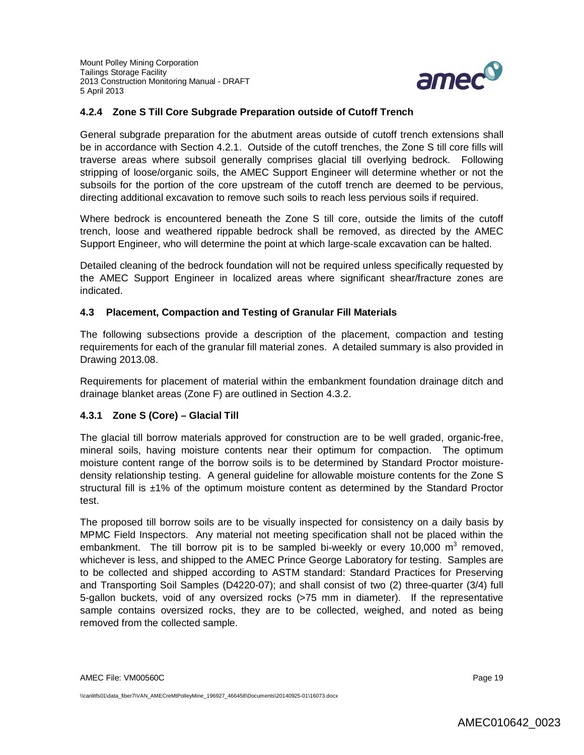### 4.2.4 Zone S Till Core Subgrade Preparation outside of Cutoff Trench

General subgrade preparation for the abutment areas outside of cutoff trench extensions shall be in accordance with Section 4.2.1. Outside of the cutoff trenches, the Zone S till core fills will traverse areas where subsoil generally comprises glacial till overlying bedrock. Following stripping of loose/organic soils, the AMEC Support Engineer will determine whether or not the subsoils for the portion of the core upstream of the cutoff trench are deemed to be pervious, directing additional excavation to remove such soils to reach less pervious soils if required.

Where bedrock is encountered beneath the Zone S till core, outside the limits of the cutoff trench, loose and weathered rippable bedrock shall be removed, as directed by the AMEC Support Engineer, who will determine the point at which large-scale excavation can be halted.

Detailed cleaning of the bedrock foundation will not be required unless specifically requested by the AMEC Support Engineer in localized areas where significant shear/fracture zones are indicated.

## 4.3 Placement, Compaction and Testing of Granular Fill Materials

The following subsections provide a description of the placement, compaction and testing requirements for each of the granular fill material zones. A detailed summary is also provided in Drawing 2013.08.

Requirements for placement of material within the embankment foundation drainage ditch and drainage blanket areas (Zone F) are outlined in Section 4.3.2.

### 4.3.1 Zone S (Core) – Glacial Till

The glacial till borrow materials approved for construction are to be well graded, organic-free, mineral soils, having moisture contents near their optimum for compaction. The optimum moisture content range of the borrow soils is to be determined by Standard Proctor moisture-density relationship testing. A general guideline for allowable moisture contents for the Zone S structural fill is ±1% of the optimum moisture content as determined by the Standard Proctor test.

The proposed till borrow soils are to be visually inspected for consistency on a daily basis by MPMC Field Inspectors. Any material not meeting specification shall not be placed within the embankment. The till borrow pit is to be sampled bi-weekly or every 10,000 m$^3$ removed, whichever is less, and shipped to the AMEC Prince George Laboratory for testing. Samples are to be collected and shipped according to ASTM standard: Standard Practices for Preserving and Transporting Soil Samples (D4220-07); and shall consist of two (2) three-quarter (3/4) full 5-gallon buckets, void of any oversized rocks (>75 mm in diameter). If the representative sample contains oversized rocks, they are to be collected, weighed, and noted as being removed from the collected sample.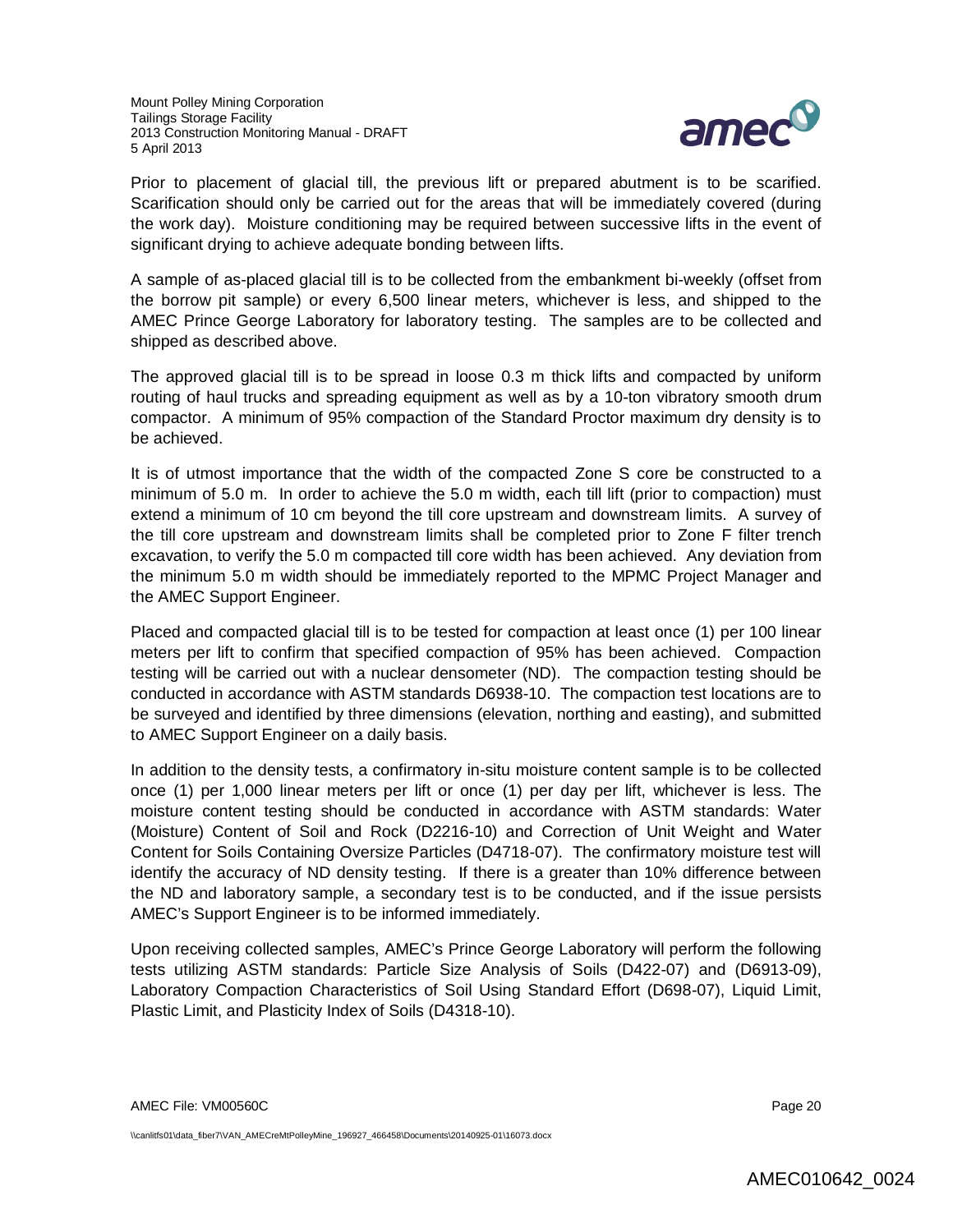Prior to placement of glacial till, the previous lift or prepared abutment is to be scarified. Scarification should only be carried out for the areas that will be immediately covered (during the work day). Moisture conditioning may be required between successive lifts in the event of significant drying to achieve adequate bonding between lifts.

A sample of as-placed glacial till is to be collected from the embankment bi-weekly (offset from the borrow pit sample) or every 6,500 linear meters, whichever is less, and shipped to the AMEC Prince George Laboratory for laboratory testing. The samples are to be collected and shipped as described above.

The approved glacial till is to be spread in loose 0.3 m thick lifts and compacted by uniform routing of haul trucks and spreading equipment as well as by a 10-ton vibratory smooth drum compactor. A minimum of 95% compaction of the Standard Proctor maximum dry density is to be achieved.

It is of utmost importance that the width of the compacted Zone S core be constructed to a minimum of 5.0 m. In order to achieve the 5.0 m width, each till lift (prior to compaction) must extend a minimum of 10 cm beyond the till core upstream and downstream limits. A survey of the till core upstream and downstream limits shall be completed prior to Zone F filter trench excavation, to verify the 5.0 m compacted till core width has been achieved. Any deviation from the minimum 5.0 m width should be immediately reported to the MPMC Project Manager and the AMEC Support Engineer.

Placed and compacted glacial till is to be tested for compaction at least once (1) per 100 linear meters per lift to confirm that specified compaction of 95% has been achieved. Compaction testing will be carried out with a nuclear densometer (ND). The compaction testing should be conducted in accordance with ASTM standards D6938-10. The compaction test locations are to be surveyed and identified by three dimensions (elevation, northing and easting), and submitted to AMEC Support Engineer on a daily basis.

In addition to the density tests, a confirmatory in-situ moisture content sample is to be collected once (1) per 1,000 linear meters per lift or once (1) per day per lift, whichever is less. The moisture content testing should be conducted in accordance with ASTM standards: Water (Moisture) Content of Soil and Rock (D2216-10) and Correction of Unit Weight and Water Content for Soils Containing Oversize Particles (D4718-07). The confirmatory moisture test will identify the accuracy of ND density testing. If there is a greater than 10% difference between the ND and laboratory sample, a secondary test is to be conducted, and if the issue persists AMEC's Support Engineer is to be informed immediately.

Upon receiving collected samples, AMEC's Prince George Laboratory will perform the following tests utilizing ASTM standards: Particle Size Analysis of Soils (D422-07) and (D6913-09), Laboratory Compaction Characteristics of Soil Using Standard Effort (D698-07), Liquid Limit, Plastic Limit, and Plasticity Index of Soils (D4318-10).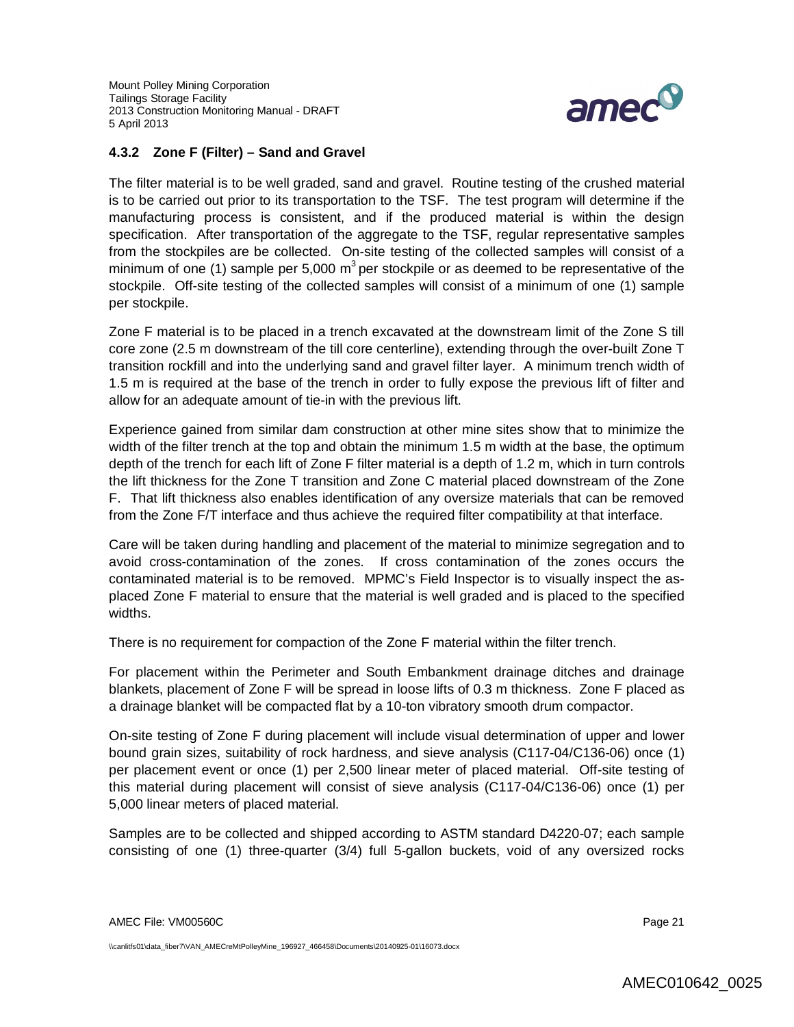### 4.3.2 Zone F (Filter) – Sand and Gravel

The filter material is to be well graded, sand and gravel. Routine testing of the crushed material is to be carried out prior to its transportation to the TSF. The test program will determine if the manufacturing process is consistent, and if the produced material is within the design specification. After transportation of the aggregate to the TSF, regular representative samples from the stockpiles are be collected. On-site testing of the collected samples will consist of a minimum of one (1) sample per 5,000 $m^3$ per stockpile or as deemed to be representative of the stockpile. Off-site testing of the collected samples will consist of a minimum of one (1) sample per stockpile.

Zone F material is to be placed in a trench excavated at the downstream limit of the Zone S till core zone (2.5 m downstream of the till core centerline), extending through the over-built Zone T transition rockfill and into the underlying sand and gravel filter layer. A minimum trench width of 1.5 m is required at the base of the trench in order to fully expose the previous lift of filter and allow for an adequate amount of tie-in with the previous lift.

Experience gained from similar dam construction at other mine sites show that to minimize the width of the filter trench at the top and obtain the minimum 1.5 m width at the base, the optimum depth of the trench for each lift of Zone F filter material is a depth of 1.2 m, which in turn controls the lift thickness for the Zone T transition and Zone C material placed downstream of the Zone F. That lift thickness also enables identification of any oversize materials that can be removed from the Zone F/T interface and thus achieve the required filter compatibility at that interface.

Care will be taken during handling and placement of the material to minimize segregation and to avoid cross-contamination of the zones. If cross contamination of the zones occurs the contaminated material is to be removed. MPMC's Field Inspector is to visually inspect the as-placed Zone F material to ensure that the material is well graded and is placed to the specified widths.

There is no requirement for compaction of the Zone F material within the filter trench.

For placement within the Perimeter and South Embankment drainage ditches and drainage blankets, placement of Zone F will be spread in loose lifts of 0.3 m thickness. Zone F placed as a drainage blanket will be compacted flat by a 10-ton vibratory smooth drum compactor.

On-site testing of Zone F during placement will include visual determination of upper and lower bound grain sizes, suitability of rock hardness, and sieve analysis (C117-04/C136-06) once (1) per placement event or once (1) per 2,500 linear meter of placed material. Off-site testing of this material during placement will consist of sieve analysis (C117-04/C136-06) once (1) per 5,000 linear meters of placed material.

Samples are to be collected and shipped according to ASTM standard D4220-07; each sample consisting of one (1) three-quarter (3/4) full 5-gallon buckets, void of any oversized rocks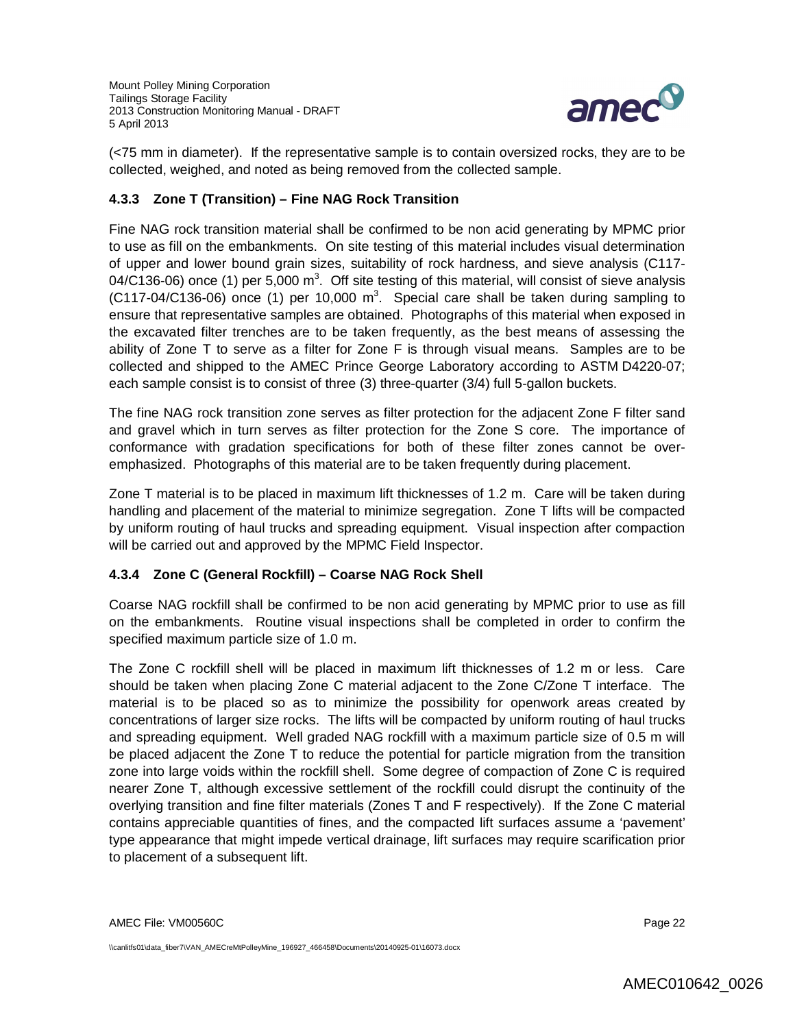(<75 mm in diameter). If the representative sample is to contain oversized rocks, they are to be collected, weighed, and noted as being removed from the collected sample.

### 4.3.3 Zone T (Transition) – Fine NAG Rock Transition

Fine NAG rock transition material shall be confirmed to be non acid generating by MPMC prior to use as fill on the embankments. On site testing of this material includes visual determination of upper and lower bound grain sizes, suitability of rock hardness, and sieve analysis (C117-04/C136-06) once (1) per 5,000 $m^3$. Off site testing of this material, will consist of sieve analysis (C117-04/C136-06) once (1) per 10,000 $m^3$. Special care shall be taken during sampling to ensure that representative samples are obtained. Photographs of this material when exposed in the excavated filter trenches are to be taken frequently, as the best means of assessing the ability of Zone T to serve as a filter for Zone F is through visual means. Samples are to be collected and shipped to the AMEC Prince George Laboratory according to ASTM D4220-07; each sample consist is to consist of three (3) three-quarter (3/4) full 5-gallon buckets.

The fine NAG rock transition zone serves as filter protection for the adjacent Zone F filter sand and gravel which in turn serves as filter protection for the Zone S core. The importance of conformance with gradation specifications for both of these filter zones cannot be over-emphasized. Photographs of this material are to be taken frequently during placement.

Zone T material is to be placed in maximum lift thicknesses of 1.2 m. Care will be taken during handling and placement of the material to minimize segregation. Zone T lifts will be compacted by uniform routing of haul trucks and spreading equipment. Visual inspection after compaction will be carried out and approved by the MPMC Field Inspector.

### 4.3.4 Zone C (General Rockfill) – Coarse NAG Rock Shell

Coarse NAG rockfill shall be confirmed to be non acid generating by MPMC prior to use as fill on the embankments. Routine visual inspections shall be completed in order to confirm the specified maximum particle size of 1.0 m.

The Zone C rockfill shell will be placed in maximum lift thicknesses of 1.2 m or less. Care should be taken when placing Zone C material adjacent to the Zone C/Zone T interface. The material is to be placed so as to minimize the possibility for openwork areas created by concentrations of larger size rocks. The lifts will be compacted by uniform routing of haul trucks and spreading equipment. Well graded NAG rockfill with a maximum particle size of 0.5 m will be placed adjacent the Zone T to reduce the potential for particle migration from the transition zone into large voids within the rockfill shell. Some degree of compaction of Zone C is required nearer Zone T, although excessive settlement of the rockfill could disrupt the continuity of the overlying transition and fine filter materials (Zones T and F respectively). If the Zone C material contains appreciable quantities of fines, and the compacted lift surfaces assume a 'pavement' type appearance that might impede vertical drainage, lift surfaces may require scarification prior to placement of a subsequent lift.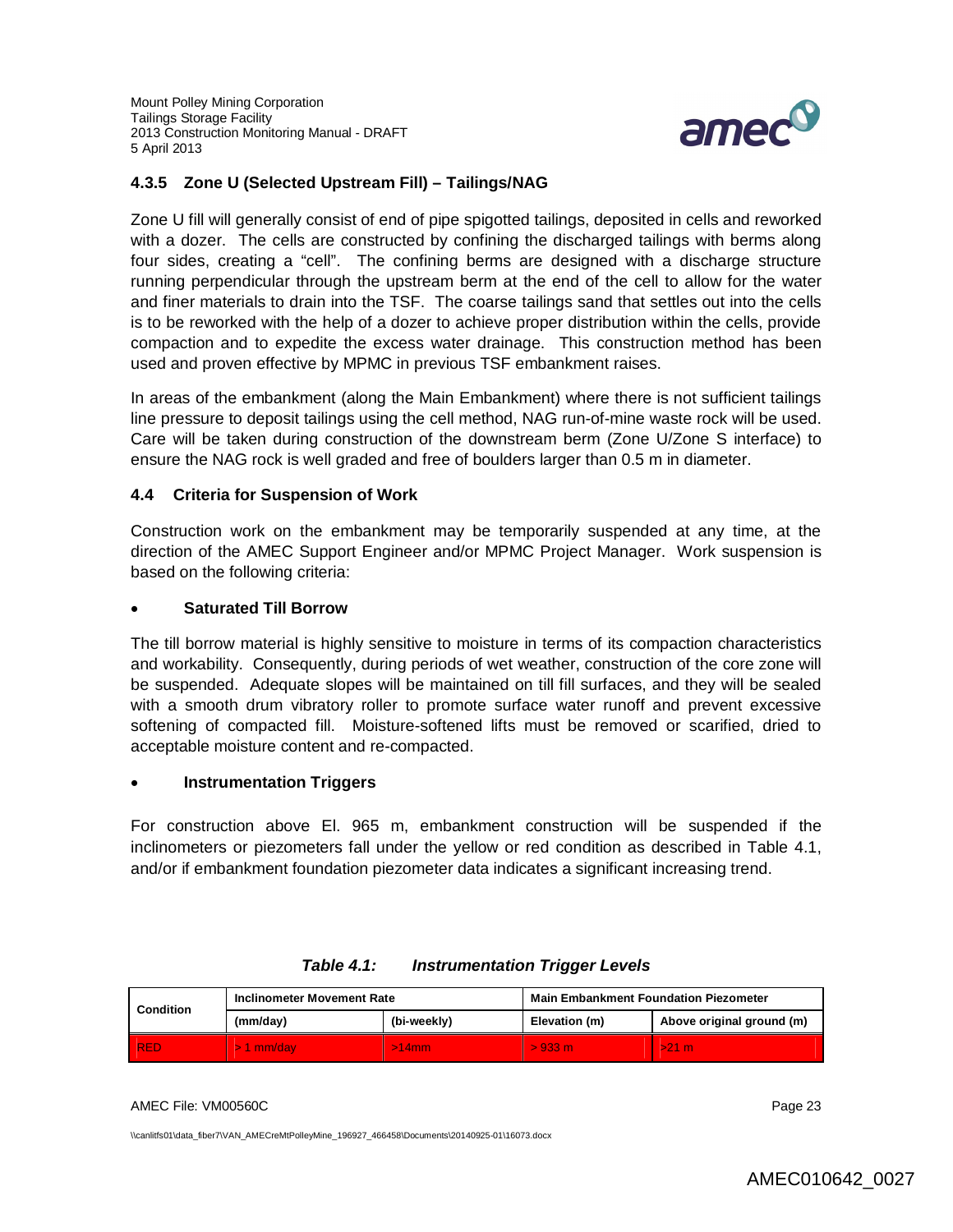### 4.3.5 Zone U (Selected Upstream Fill) – Tailings/NAG

Zone U fill will generally consist of end of pipe spigotted tailings, deposited in cells and reworked with a dozer. The cells are constructed by confining the discharged tailings with berms along four sides, creating a "cell". The confining berms are designed with a discharge structure running perpendicular through the upstream berm at the end of the cell to allow for the water and finer materials to drain into the TSF. The coarse tailings sand that settles out into the cells is to be reworked with the help of a dozer to achieve proper distribution within the cells, provide compaction and to expedite the excess water drainage. This construction method has been used and proven effective by MPMC in previous TSF embankment raises.

In areas of the embankment (along the Main Embankment) where there is not sufficient tailings line pressure to deposit tailings using the cell method, NAG run-of-mine waste rock will be used. Care will be taken during construction of the downstream berm (Zone U/Zone S interface) to ensure the NAG rock is well graded and free of boulders larger than 0.5 m in diameter.

### 4.4 Criteria for Suspension of Work

Construction work on the embankment may be temporarily suspended at any time, at the direction of the AMEC Support Engineer and/or MPMC Project Manager. Work suspension is based on the following criteria:

- **Saturated Till Borrow**

The till borrow material is highly sensitive to moisture in terms of its compaction characteristics and workability. Consequently, during periods of wet weather, construction of the core zone will be suspended. Adequate slopes will be maintained on till fill surfaces, and they will be sealed with a smooth drum vibratory roller to promote surface water runoff and prevent excessive softening of compacted fill. Moisture-softened lifts must be removed or scarified, dried to acceptable moisture content and re-compacted.

- **Instrumentation Triggers**

For construction above El. 965 m, embankment construction will be suspended if the inclinometers or piezometers fall under the yellow or red condition as described in Table 4.1, and/or if embankment foundation piezometer data indicates a significant increasing trend.

***Table 4.1: Instrumentation Trigger Levels***

| Condition | Inclinometer Movement Rate | | Main Embankment Foundation Piezometer | |
|---|---|---|---|---|
| | (mm/day) | (bi-weekly) | Elevation (m) | Above original ground (m) |
| RED | > 1 mm/day | >14mm | > 933 m | >21 m |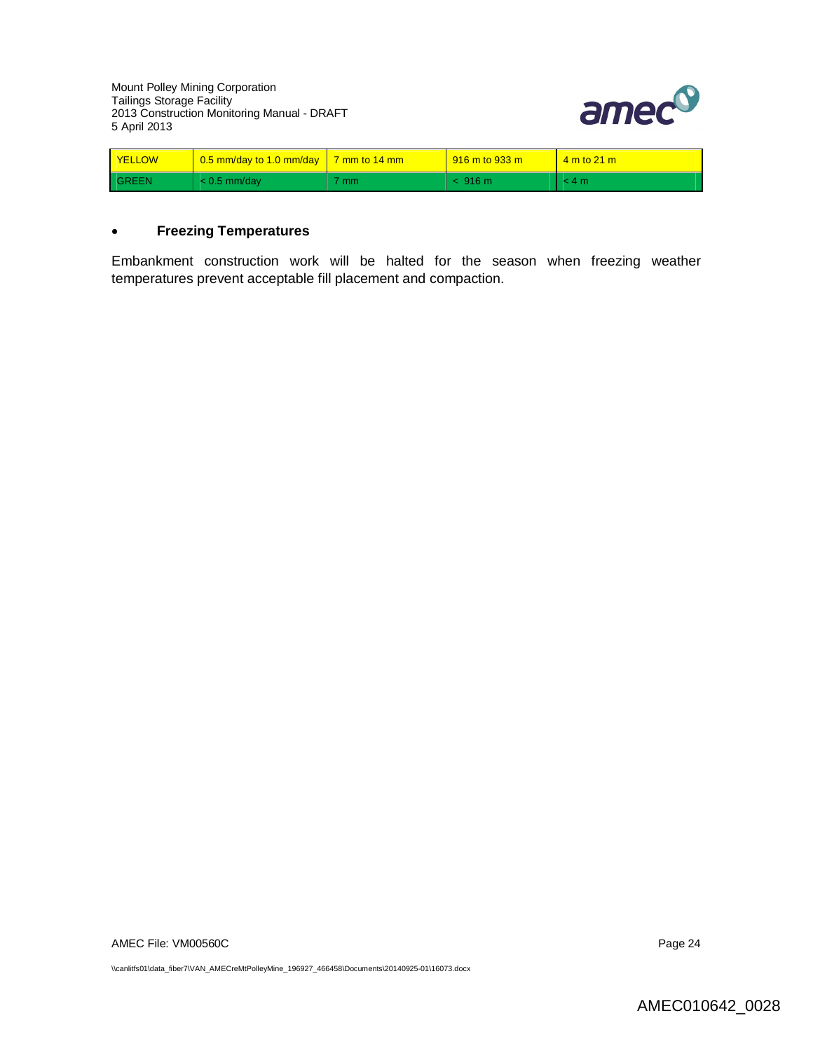| YELLOW | 0.5 mm/day to 1.0 mm/day | 7 mm to 14 mm | 916 m to 933 m | 4 m to 21 m |
|---|---|---|---|---|
| GREEN | < 0.5 mm/day | 7 mm | < 916 m | < 4 m |

- **Freezing Temperatures**

Embankment construction work will be halted for the season when freezing weather temperatures prevent acceptable fill placement and compaction.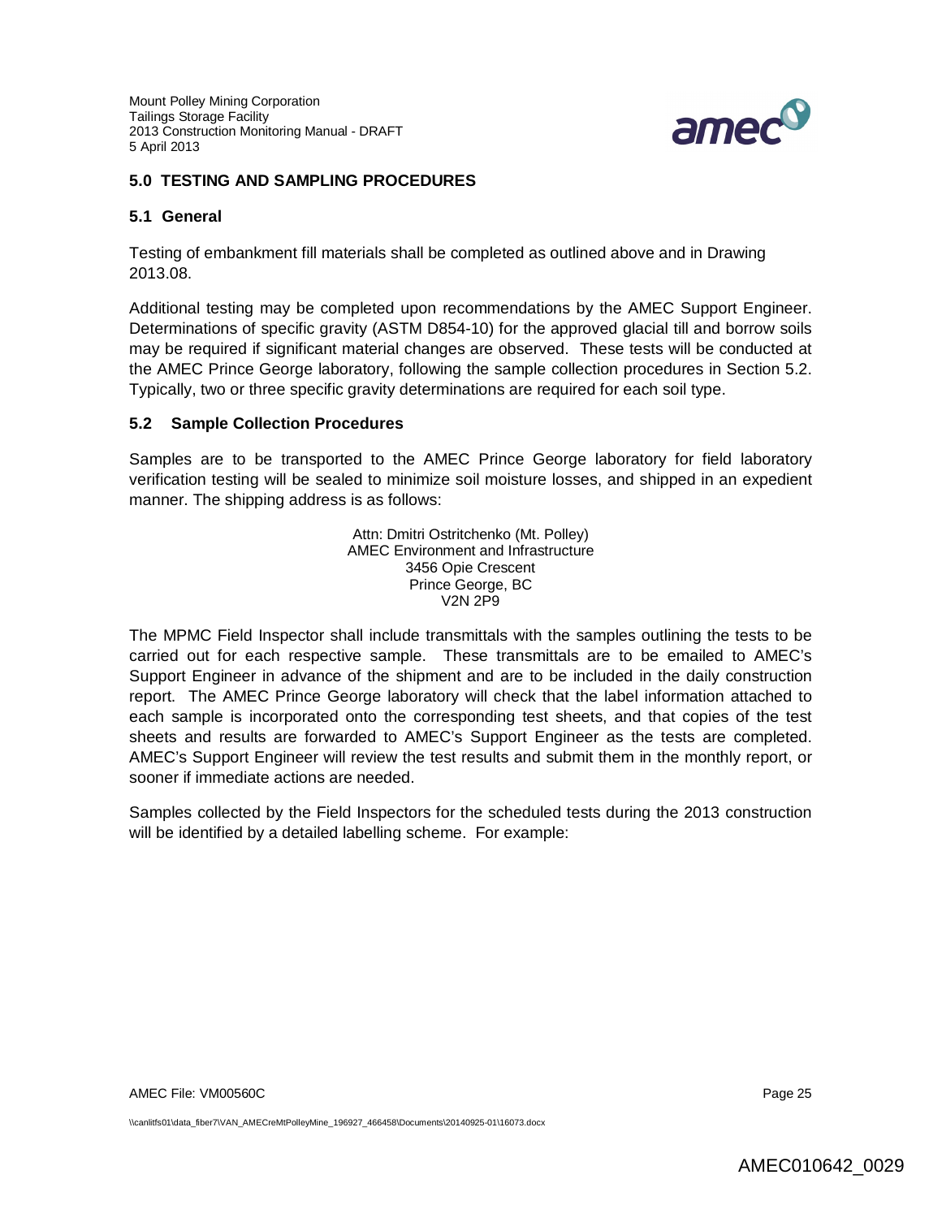## 5.0 TESTING AND SAMPLING PROCEDURES

### 5.1 General

Testing of embankment fill materials shall be completed as outlined above and in Drawing 2013.08.

Additional testing may be completed upon recommendations by the AMEC Support Engineer. Determinations of specific gravity (ASTM D854-10) for the approved glacial till and borrow soils may be required if significant material changes are observed. These tests will be conducted at the AMEC Prince George laboratory, following the sample collection procedures in Section 5.2. Typically, two or three specific gravity determinations are required for each soil type.

### 5.2 Sample Collection Procedures

Samples are to be transported to the AMEC Prince George laboratory for field laboratory verification testing will be sealed to minimize soil moisture losses, and shipped in an expedient manner. The shipping address is as follows:

Attn: Dmitri Ostritchenko (Mt. Polley)
AMEC Environment and Infrastructure
3456 Opie Crescent
Prince George, BC
V2N 2P9

The MPMC Field Inspector shall include transmittals with the samples outlining the tests to be carried out for each respective sample. These transmittals are to be emailed to AMEC's Support Engineer in advance of the shipment and are to be included in the daily construction report. The AMEC Prince George laboratory will check that the label information attached to each sample is incorporated onto the corresponding test sheets, and that copies of the test sheets and results are forwarded to AMEC's Support Engineer as the tests are completed. AMEC's Support Engineer will review the test results and submit them in the monthly report, or sooner if immediate actions are needed.

Samples collected by the Field Inspectors for the scheduled tests during the 2013 construction will be identified by a detailed labelling scheme. For example: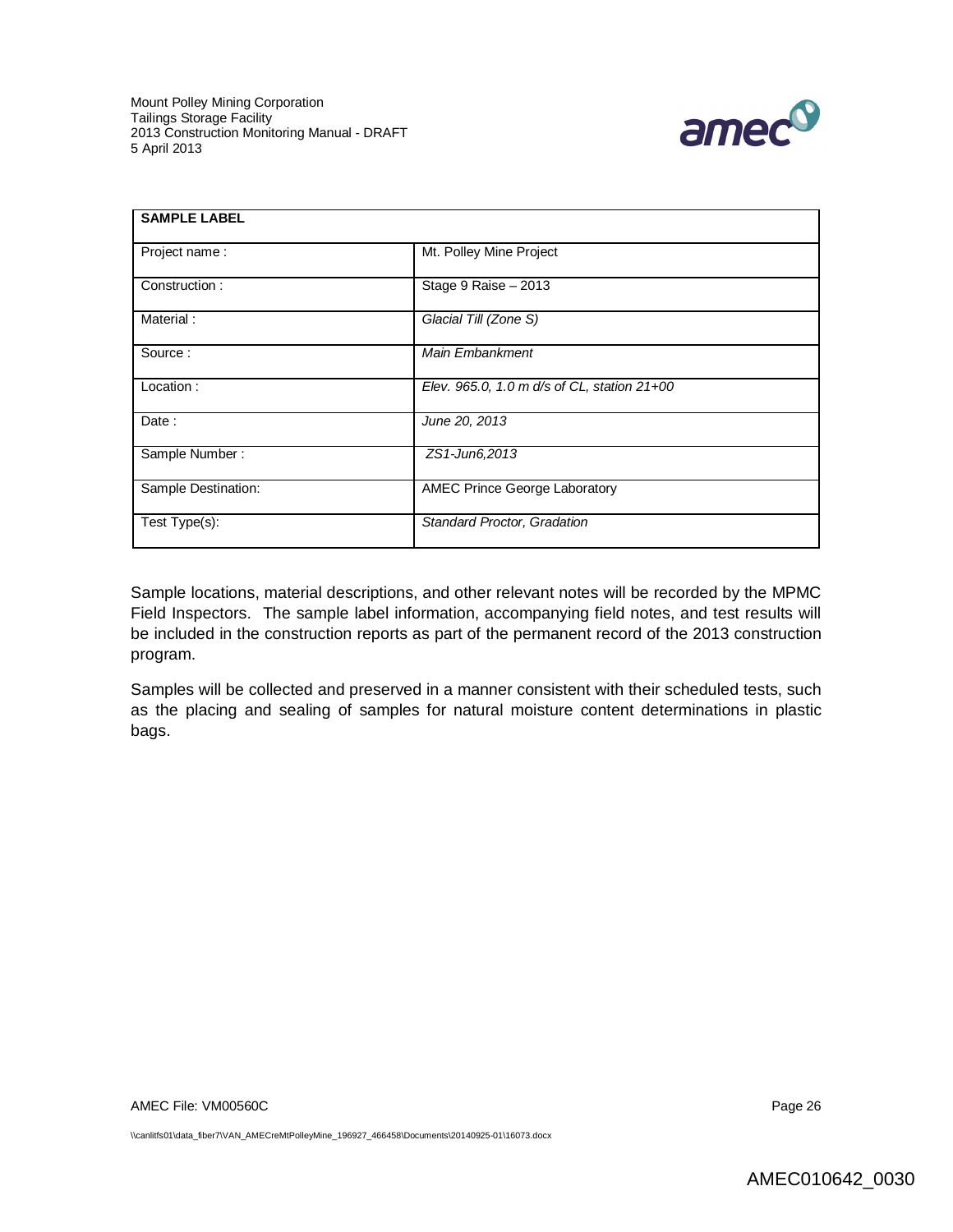| SAMPLE LABEL | |
|---|---|
| Project name : | Mt. Polley Mine Project |
| Construction : | Stage 9 Raise – 2013 |
| Material : | *Glacial Till (Zone S)* |
| Source : | *Main Embankment* |
| Location : | *Elev. 965.0, 1.0 m d/s of CL, station 21+00* |
| Date : | *June 20, 2013* |
| Sample Number : | *ZS1-Jun6,2013* |
| Sample Destination: | AMEC Prince George Laboratory |
| Test Type(s): | *Standard Proctor, Gradation* |

Sample locations, material descriptions, and other relevant notes will be recorded by the MPMC Field Inspectors. The sample label information, accompanying field notes, and test results will be included in the construction reports as part of the permanent record of the 2013 construction program.

Samples will be collected and preserved in a manner consistent with their scheduled tests, such as the placing and sealing of samples for natural moisture content determinations in plastic bags.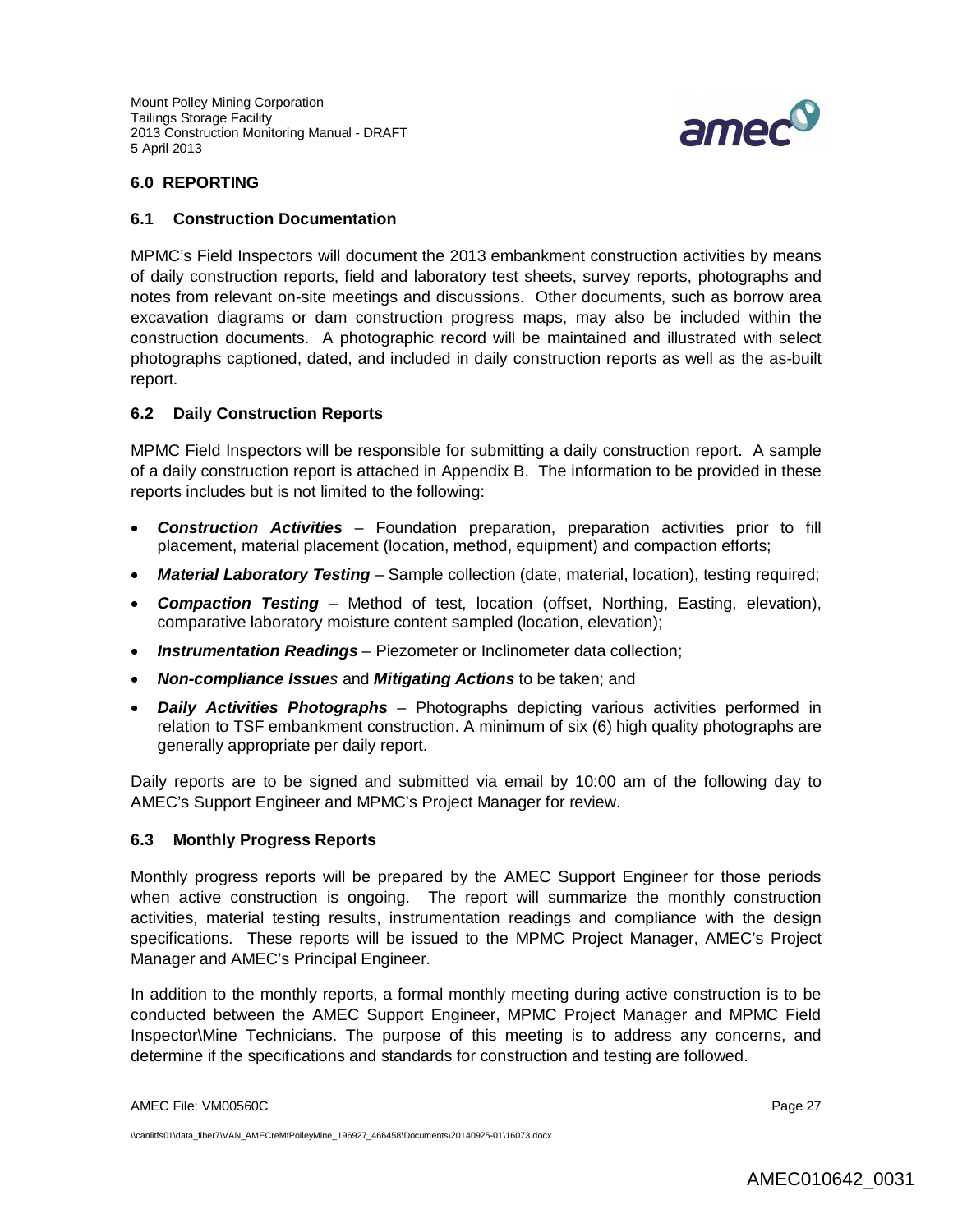## 6.0 REPORTING

### 6.1 Construction Documentation

MPMC's Field Inspectors will document the 2013 embankment construction activities by means of daily construction reports, field and laboratory test sheets, survey reports, photographs and notes from relevant on-site meetings and discussions. Other documents, such as borrow area excavation diagrams or dam construction progress maps, may also be included within the construction documents. A photographic record will be maintained and illustrated with select photographs captioned, dated, and included in daily construction reports as well as the as-built report.

### 6.2 Daily Construction Reports

MPMC Field Inspectors will be responsible for submitting a daily construction report. A sample of a daily construction report is attached in Appendix B. The information to be provided in these reports includes but is not limited to the following:

- ***Construction Activities*** – Foundation preparation, preparation activities prior to fill placement, material placement (location, method, equipment) and compaction efforts;
- ***Material Laboratory Testing*** – Sample collection (date, material, location), testing required;
- ***Compaction Testing*** – Method of test, location (offset, Northing, Easting, elevation), comparative laboratory moisture content sampled (location, elevation);
- ***Instrumentation Readings*** – Piezometer or Inclinometer data collection;
- ***Non-compliance Issue****s* and ***Mitigating Actions*** to be taken; and
- ***Daily Activities Photographs*** – Photographs depicting various activities performed in relation to TSF embankment construction. A minimum of six (6) high quality photographs are generally appropriate per daily report.

Daily reports are to be signed and submitted via email by 10:00 am of the following day to AMEC's Support Engineer and MPMC's Project Manager for review.

### 6.3 Monthly Progress Reports

Monthly progress reports will be prepared by the AMEC Support Engineer for those periods when active construction is ongoing. The report will summarize the monthly construction activities, material testing results, instrumentation readings and compliance with the design specifications. These reports will be issued to the MPMC Project Manager, AMEC's Project Manager and AMEC's Principal Engineer.

In addition to the monthly reports, a formal monthly meeting during active construction is to be conducted between the AMEC Support Engineer, MPMC Project Manager and MPMC Field Inspector\Mine Technicians. The purpose of this meeting is to address any concerns, and determine if the specifications and standards for construction and testing are followed.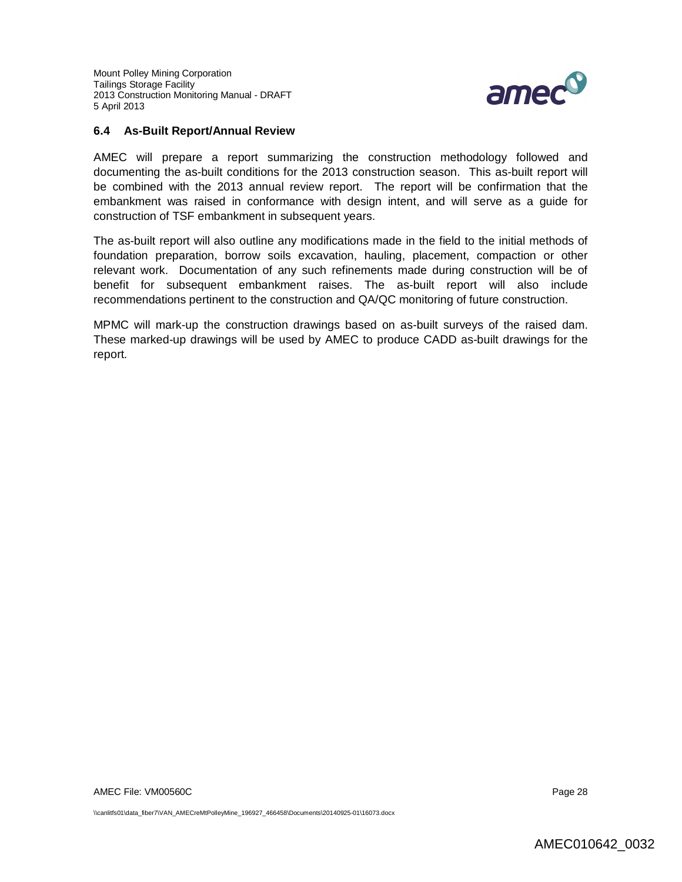### 6.4 As-Built Report/Annual Review

AMEC will prepare a report summarizing the construction methodology followed and documenting the as-built conditions for the 2013 construction season. This as-built report will be combined with the 2013 annual review report. The report will be confirmation that the embankment was raised in conformance with design intent, and will serve as a guide for construction of TSF embankment in subsequent years.

The as-built report will also outline any modifications made in the field to the initial methods of foundation preparation, borrow soils excavation, hauling, placement, compaction or other relevant work. Documentation of any such refinements made during construction will be of benefit for subsequent embankment raises. The as-built report will also include recommendations pertinent to the construction and QA/QC monitoring of future construction.

MPMC will mark-up the construction drawings based on as-built surveys of the raised dam. These marked-up drawings will be used by AMEC to produce CADD as-built drawings for the report.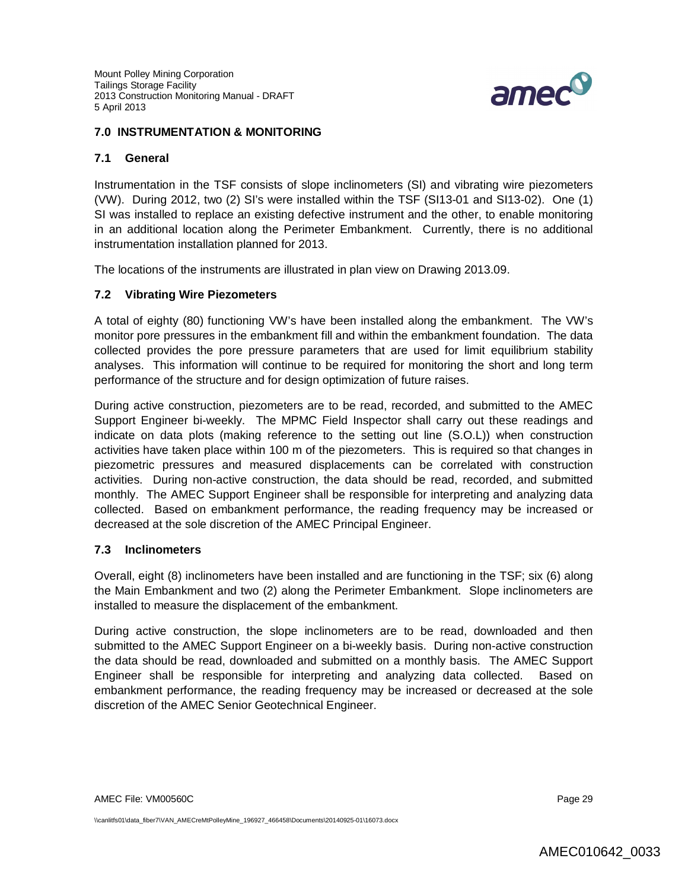## 7.0 INSTRUMENTATION & MONITORING

### 7.1 General

Instrumentation in the TSF consists of slope inclinometers (SI) and vibrating wire piezometers (VW). During 2012, two (2) SI's were installed within the TSF (SI13-01 and SI13-02). One (1) SI was installed to replace an existing defective instrument and the other, to enable monitoring in an additional location along the Perimeter Embankment. Currently, there is no additional instrumentation installation planned for 2013.

The locations of the instruments are illustrated in plan view on Drawing 2013.09.

### 7.2 Vibrating Wire Piezometers

A total of eighty (80) functioning VW's have been installed along the embankment. The VW's monitor pore pressures in the embankment fill and within the embankment foundation. The data collected provides the pore pressure parameters that are used for limit equilibrium stability analyses. This information will continue to be required for monitoring the short and long term performance of the structure and for design optimization of future raises.

During active construction, piezometers are to be read, recorded, and submitted to the AMEC Support Engineer bi-weekly. The MPMC Field Inspector shall carry out these readings and indicate on data plots (making reference to the setting out line (S.O.L)) when construction activities have taken place within 100 m of the piezometers. This is required so that changes in piezometric pressures and measured displacements can be correlated with construction activities. During non-active construction, the data should be read, recorded, and submitted monthly. The AMEC Support Engineer shall be responsible for interpreting and analyzing data collected. Based on embankment performance, the reading frequency may be increased or decreased at the sole discretion of the AMEC Principal Engineer.

### 7.3 Inclinometers

Overall, eight (8) inclinometers have been installed and are functioning in the TSF; six (6) along the Main Embankment and two (2) along the Perimeter Embankment. Slope inclinometers are installed to measure the displacement of the embankment.

During active construction, the slope inclinometers are to be read, downloaded and then submitted to the AMEC Support Engineer on a bi-weekly basis. During non-active construction the data should be read, downloaded and submitted on a monthly basis. The AMEC Support Engineer shall be responsible for interpreting and analyzing data collected. Based on embankment performance, the reading frequency may be increased or decreased at the sole discretion of the AMEC Senior Geotechnical Engineer.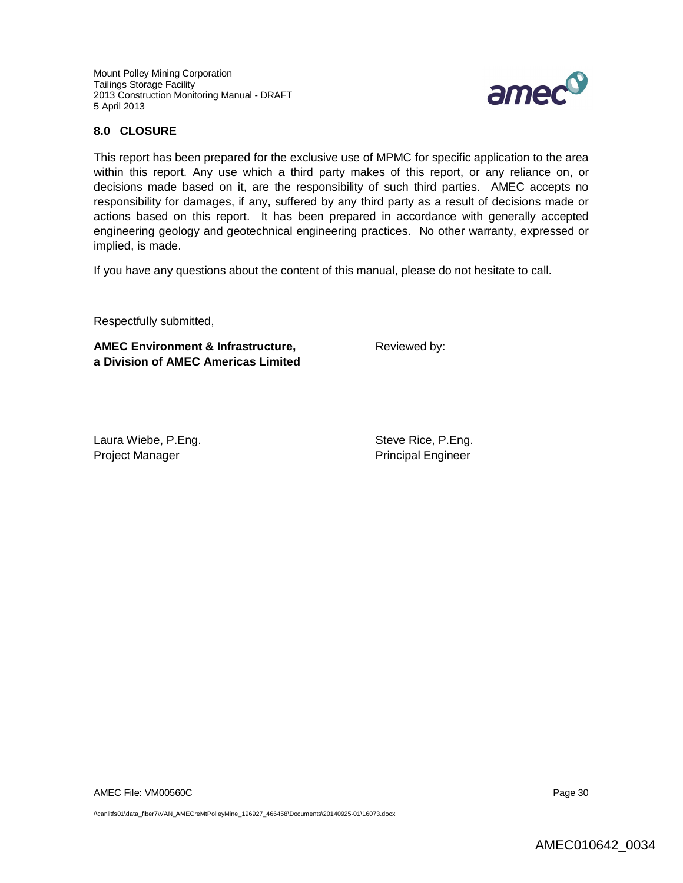## 8.0 CLOSURE

This report has been prepared for the exclusive use of MPMC for specific application to the area within this report. Any use which a third party makes of this report, or any reliance on, or decisions made based on it, are the responsibility of such third parties. AMEC accepts no responsibility for damages, if any, suffered by any third party as a result of decisions made or actions based on this report. It has been prepared in accordance with generally accepted engineering geology and geotechnical engineering practices. No other warranty, expressed or implied, is made.

If you have any questions about the content of this manual, please do not hesitate to call.

Respectfully submitted,

**AMEC Environment & Infrastructure,**
**a Division of AMEC Americas Limited**

Reviewed by:

Laura Wiebe, P.Eng.
Project Manager

Steve Rice, P.Eng.
Principal Engineer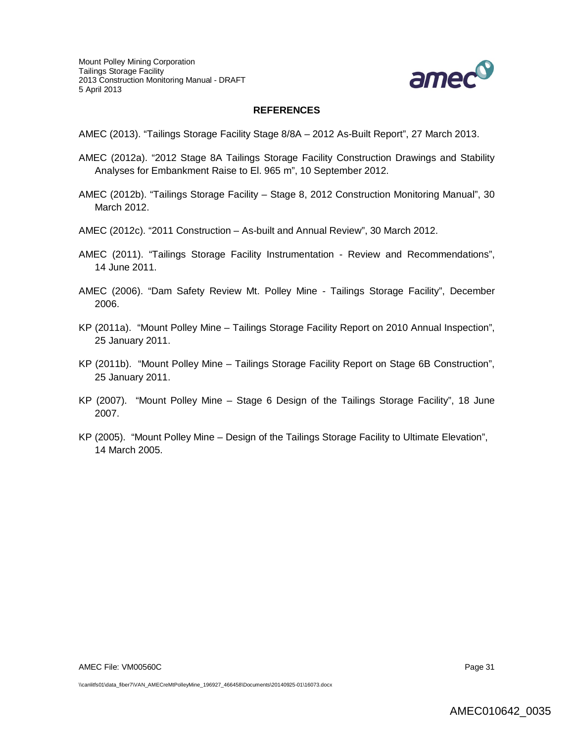## REFERENCES

AMEC (2013). "Tailings Storage Facility Stage 8/8A – 2012 As-Built Report", 27 March 2013.

AMEC (2012a). "2012 Stage 8A Tailings Storage Facility Construction Drawings and Stability Analyses for Embankment Raise to El. 965 m", 10 September 2012.

AMEC (2012b). "Tailings Storage Facility – Stage 8, 2012 Construction Monitoring Manual", 30 March 2012.

AMEC (2012c). "2011 Construction – As-built and Annual Review", 30 March 2012.

AMEC (2011). "Tailings Storage Facility Instrumentation - Review and Recommendations", 14 June 2011.

AMEC (2006). "Dam Safety Review Mt. Polley Mine - Tailings Storage Facility", December 2006.

KP (2011a). "Mount Polley Mine – Tailings Storage Facility Report on 2010 Annual Inspection", 25 January 2011.

KP (2011b). "Mount Polley Mine – Tailings Storage Facility Report on Stage 6B Construction", 25 January 2011.

KP (2007). "Mount Polley Mine – Stage 6 Design of the Tailings Storage Facility", 18 June 2007.

KP (2005). "Mount Polley Mine – Design of the Tailings Storage Facility to Ultimate Elevation", 14 March 2005.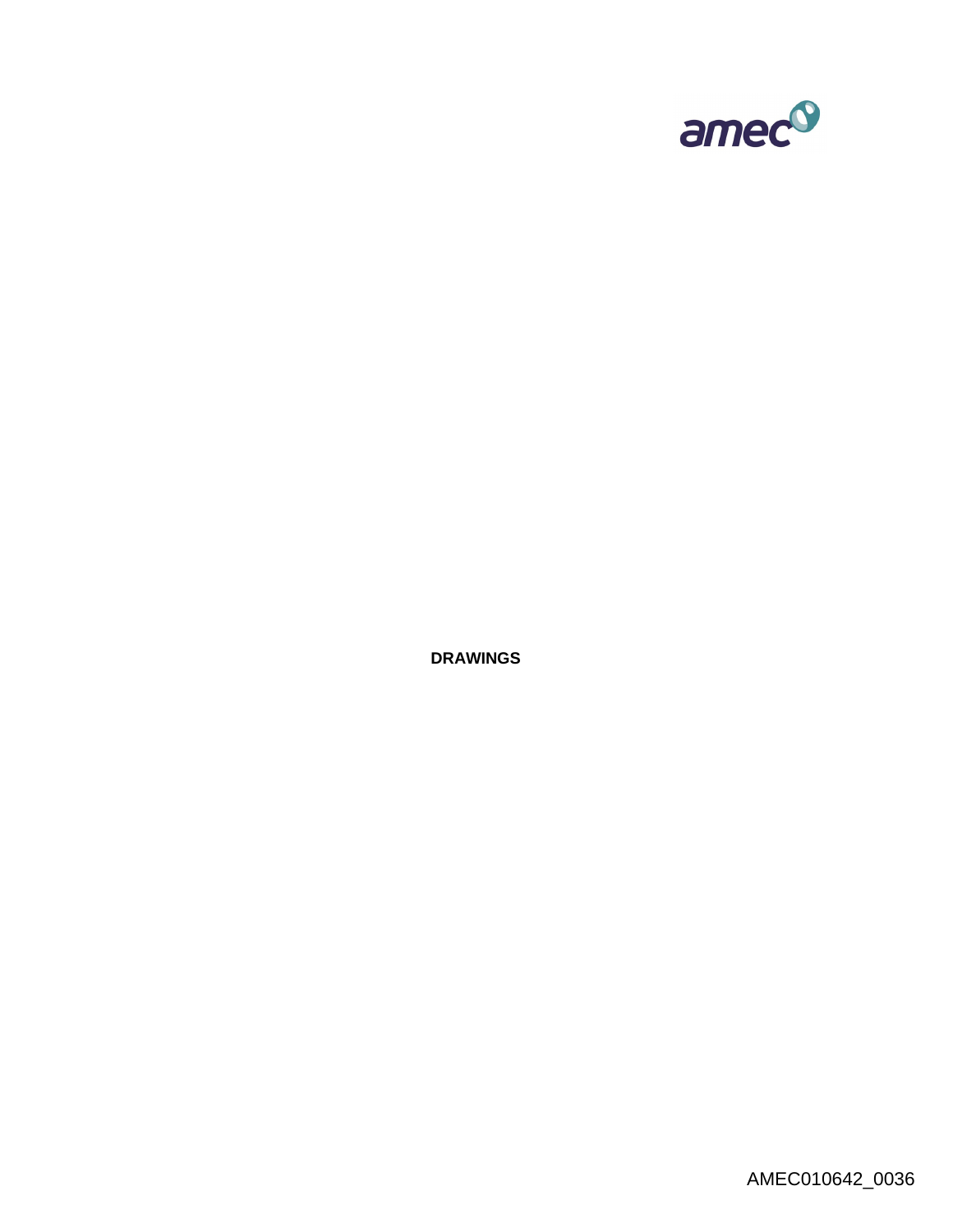**DRAWINGS**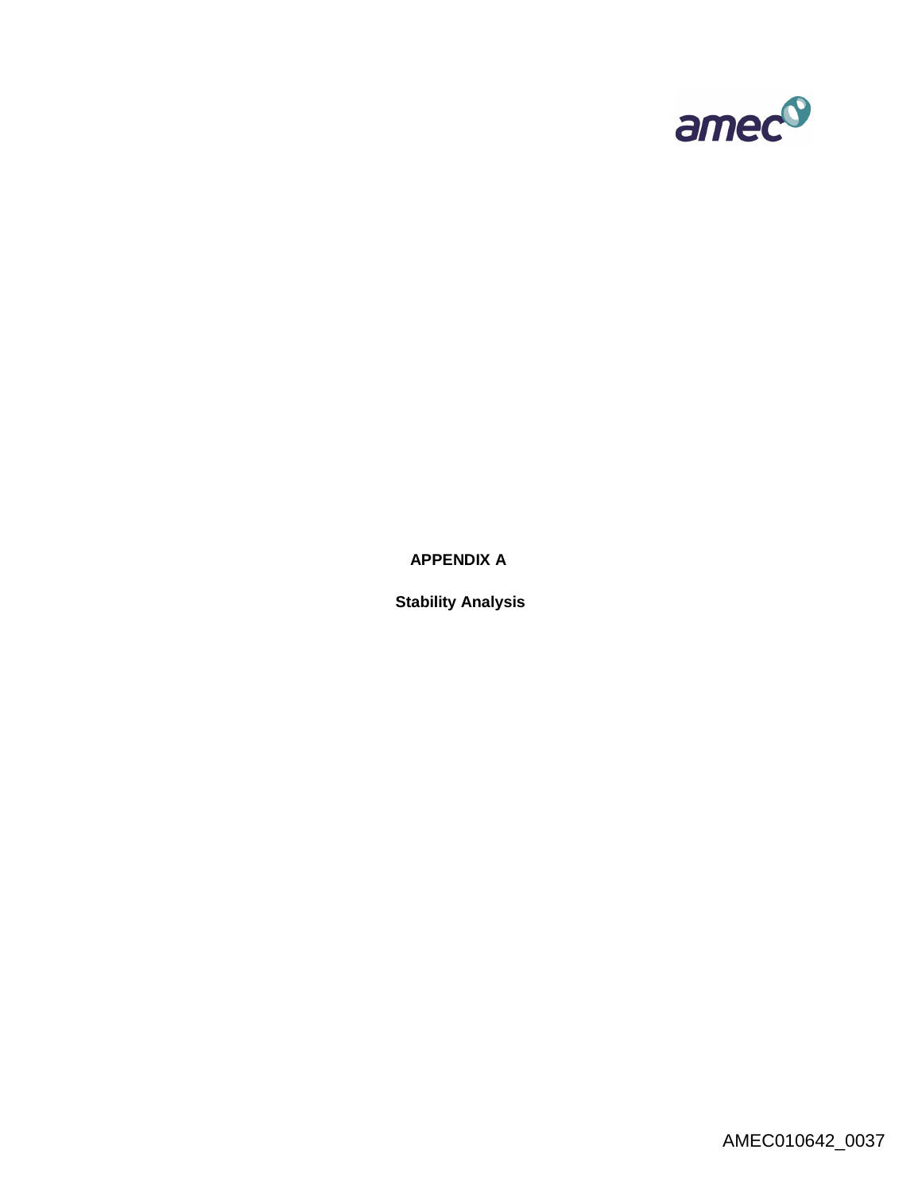# APPENDIX A

## Stability Analysis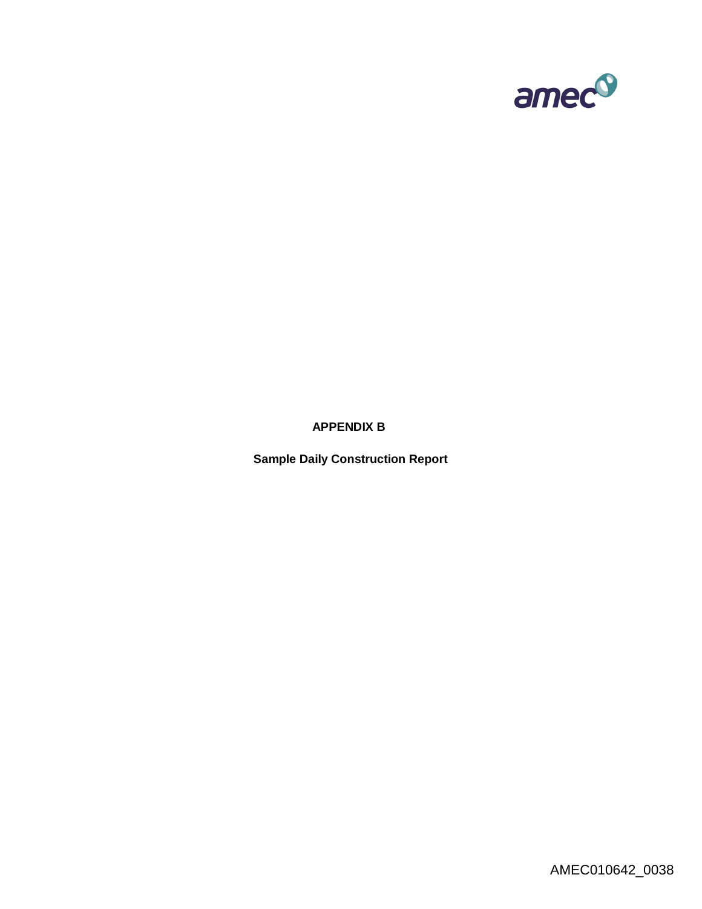**APPENDIX B**

**Sample Daily Construction Report**